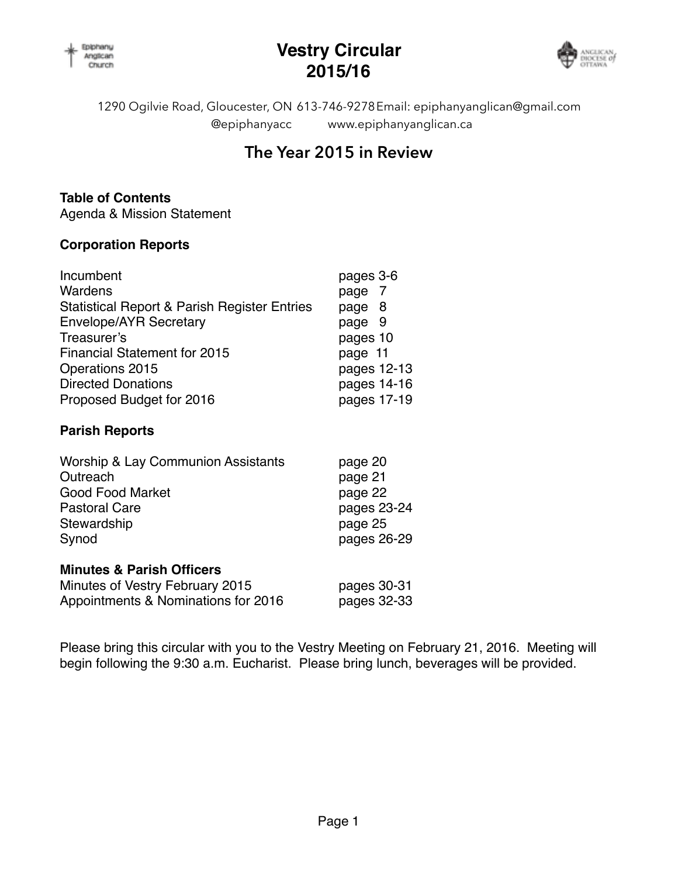# Vestry Circular 2015/16

1290 Ogilvie Road, Gloucester, ON 613-746-9278 Email: epiphanyanglican@gmail.com
@epiphanyacc www.epiphanyanglican.ca

## The Year 2015 in Review

**Table of Contents**
Agenda & Mission Statement

**Corporation Reports**

| | |
|---|---|
| Incumbent | pages 3-6 |
| Wardens | page 7 |
| Statistical Report & Parish Register Entries | page 8 |
| Envelope/AYR Secretary | page 9 |
| Treasurer's | pages 10 |
| Financial Statement for 2015 | page 11 |
| Operations 2015 | pages 12-13 |
| Directed Donations | pages 14-16 |
| Proposed Budget for 2016 | pages 17-19 |

**Parish Reports**

| | |
|---|---|
| Worship & Lay Communion Assistants | page 20 |
| Outreach | page 21 |
| Good Food Market | page 22 |
| Pastoral Care | pages 23-24 |
| Stewardship | page 25 |
| Synod | pages 26-29 |

**Minutes & Parish Officers**

| | |
|---|---|
| Minutes of Vestry February 2015 | pages 30-31 |
| Appointments & Nominations for 2016 | pages 32-33 |

Please bring this circular with you to the Vestry Meeting on February 21, 2016. Meeting will begin following the 9:30 a.m. Eucharist. Please bring lunch, beverages will be provided.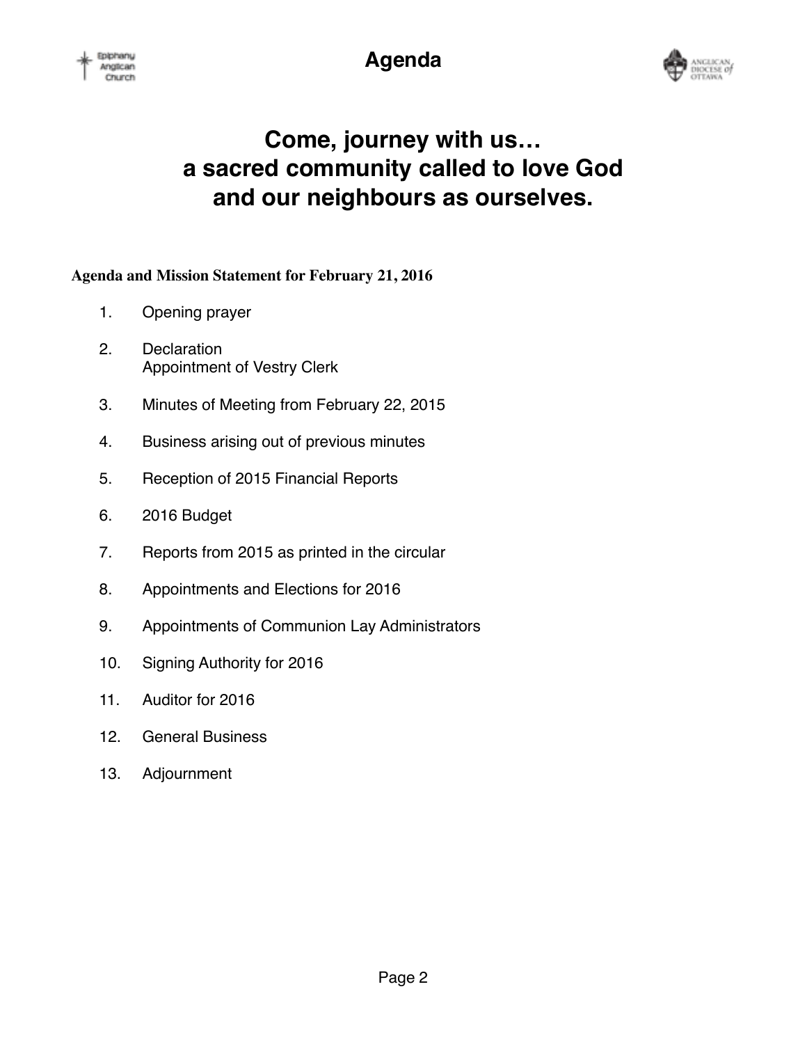# Agenda

## Come, journey with us… a sacred community called to love God and our neighbours as ourselves.

**Agenda and Mission Statement for February 21, 2016**

1. Opening prayer
2. Declaration
   Appointment of Vestry Clerk
3. Minutes of Meeting from February 22, 2015
4. Business arising out of previous minutes
5. Reception of 2015 Financial Reports
6. 2016 Budget
7. Reports from 2015 as printed in the circular
8. Appointments and Elections for 2016
9. Appointments of Communion Lay Administrators
10. Signing Authority for 2016
11. Auditor for 2016
12. General Business
13. Adjournment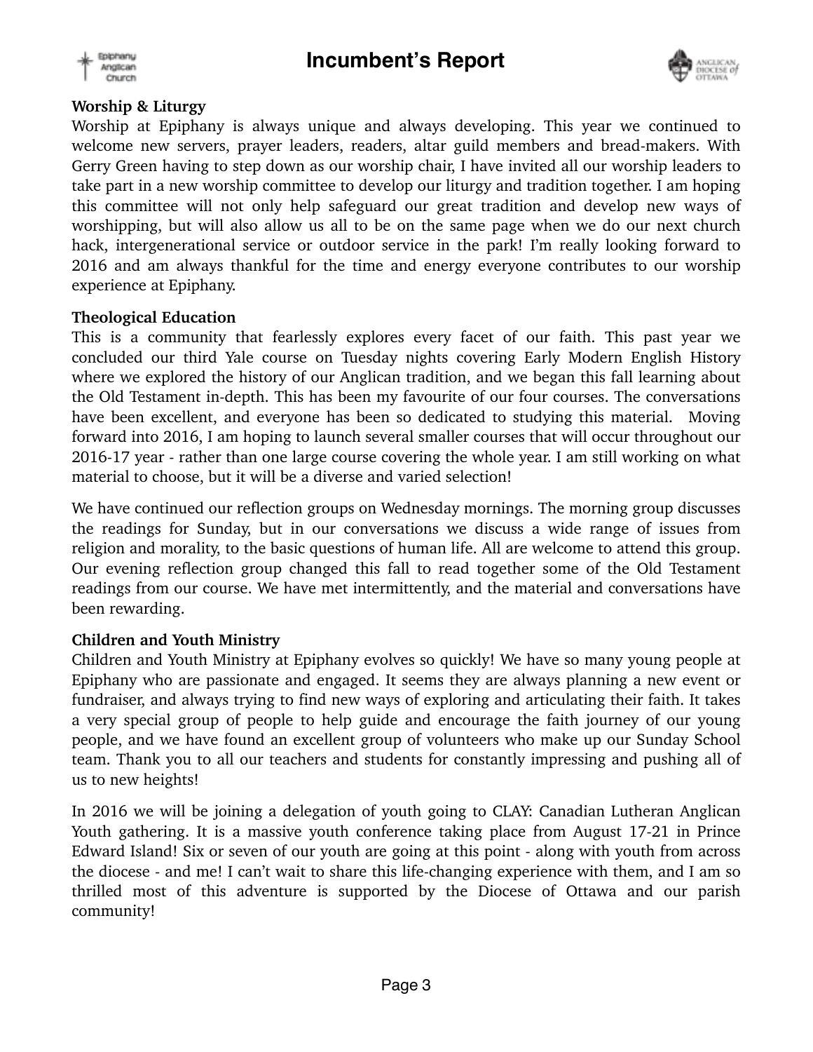# Incumbent's Report

### Worship & Liturgy

Worship at Epiphany is always unique and always developing. This year we continued to welcome new servers, prayer leaders, readers, altar guild members and bread-makers. With Gerry Green having to step down as our worship chair, I have invited all our worship leaders to take part in a new worship committee to develop our liturgy and tradition together. I am hoping this committee will not only help safeguard our great tradition and develop new ways of worshipping, but will also allow us all to be on the same page when we do our next church hack, intergenerational service or outdoor service in the park! I'm really looking forward to 2016 and am always thankful for the time and energy everyone contributes to our worship experience at Epiphany.

### Theological Education

This is a community that fearlessly explores every facet of our faith. This past year we concluded our third Yale course on Tuesday nights covering Early Modern English History where we explored the history of our Anglican tradition, and we began this fall learning about the Old Testament in-depth. This has been my favourite of our four courses. The conversations have been excellent, and everyone has been so dedicated to studying this material. Moving forward into 2016, I am hoping to launch several smaller courses that will occur throughout our 2016-17 year - rather than one large course covering the whole year. I am still working on what material to choose, but it will be a diverse and varied selection!

We have continued our reflection groups on Wednesday mornings. The morning group discusses the readings for Sunday, but in our conversations we discuss a wide range of issues from religion and morality, to the basic questions of human life. All are welcome to attend this group. Our evening reflection group changed this fall to read together some of the Old Testament readings from our course. We have met intermittently, and the material and conversations have been rewarding.

### Children and Youth Ministry

Children and Youth Ministry at Epiphany evolves so quickly! We have so many young people at Epiphany who are passionate and engaged. It seems they are always planning a new event or fundraiser, and always trying to find new ways of exploring and articulating their faith. It takes a very special group of people to help guide and encourage the faith journey of our young people, and we have found an excellent group of volunteers who make up our Sunday School team. Thank you to all our teachers and students for constantly impressing and pushing all of us to new heights!

In 2016 we will be joining a delegation of youth going to CLAY: Canadian Lutheran Anglican Youth gathering. It is a massive youth conference taking place from August 17-21 in Prince Edward Island! Six or seven of our youth are going at this point - along with youth from across the diocese - and me! I can't wait to share this life-changing experience with them, and I am so thrilled most of this adventure is supported by the Diocese of Ottawa and our parish community!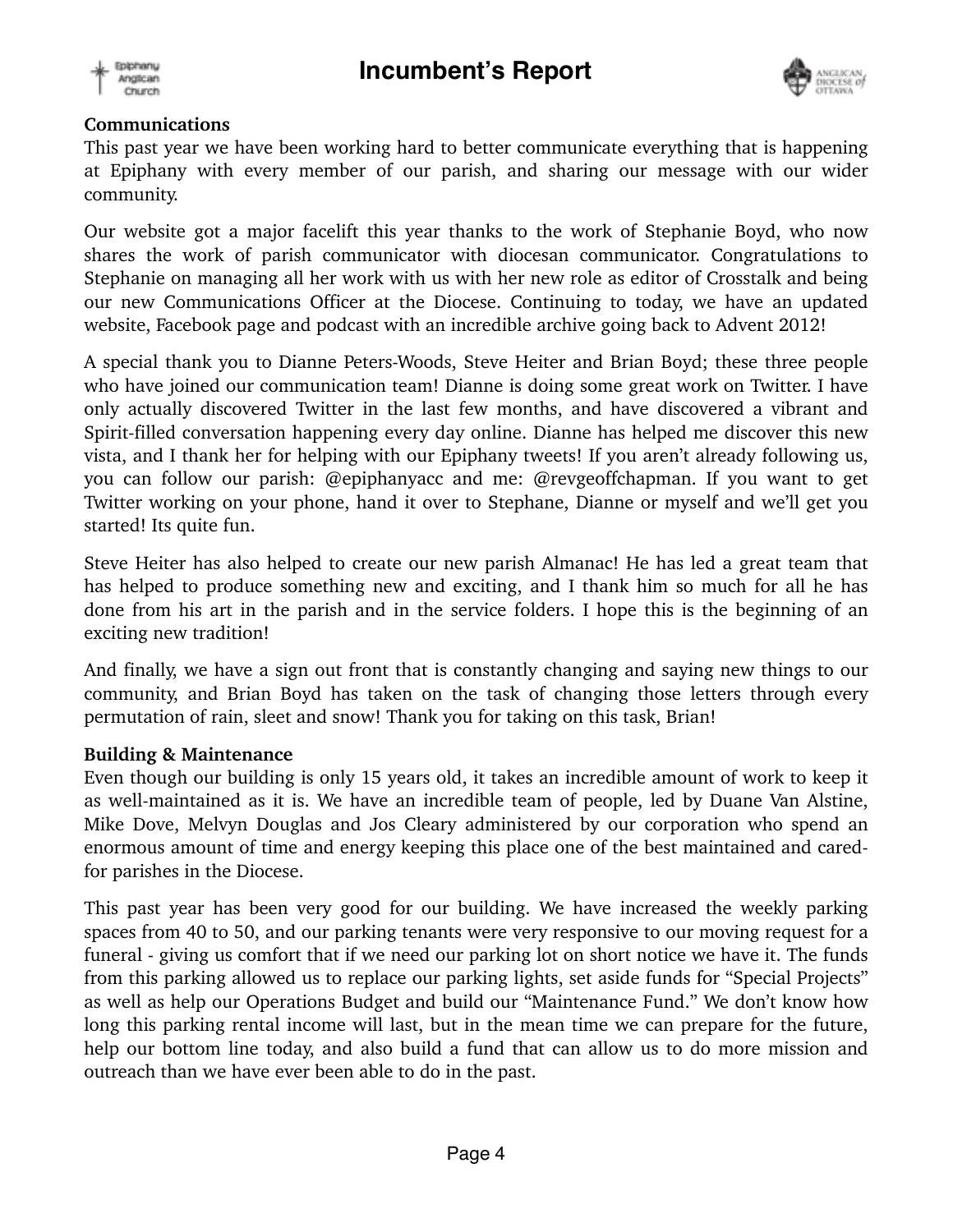# Incumbent's Report

**Communications**

This past year we have been working hard to better communicate everything that is happening at Epiphany with every member of our parish, and sharing our message with our wider community.

Our website got a major facelift this year thanks to the work of Stephanie Boyd, who now shares the work of parish communicator with diocesan communicator. Congratulations to Stephanie on managing all her work with us with her new role as editor of Crosstalk and being our new Communications Officer at the Diocese. Continuing to today, we have an updated website, Facebook page and podcast with an incredible archive going back to Advent 2012!

A special thank you to Dianne Peters-Woods, Steve Heiter and Brian Boyd; these three people who have joined our communication team! Dianne is doing some great work on Twitter. I have only actually discovered Twitter in the last few months, and have discovered a vibrant and Spirit-filled conversation happening every day online. Dianne has helped me discover this new vista, and I thank her for helping with our Epiphany tweets! If you aren't already following us, you can follow our parish: @epiphanyacc and me: @revgeoffchapman. If you want to get Twitter working on your phone, hand it over to Stephane, Dianne or myself and we'll get you started! Its quite fun.

Steve Heiter has also helped to create our new parish Almanac! He has led a great team that has helped to produce something new and exciting, and I thank him so much for all he has done from his art in the parish and in the service folders. I hope this is the beginning of an exciting new tradition!

And finally, we have a sign out front that is constantly changing and saying new things to our community, and Brian Boyd has taken on the task of changing those letters through every permutation of rain, sleet and snow! Thank you for taking on this task, Brian!

**Building & Maintenance**

Even though our building is only 15 years old, it takes an incredible amount of work to keep it as well-maintained as it is. We have an incredible team of people, led by Duane Van Alstine, Mike Dove, Melvyn Douglas and Jos Cleary administered by our corporation who spend an enormous amount of time and energy keeping this place one of the best maintained and cared-for parishes in the Diocese.

This past year has been very good for our building. We have increased the weekly parking spaces from 40 to 50, and our parking tenants were very responsive to our moving request for a funeral - giving us comfort that if we need our parking lot on short notice we have it. The funds from this parking allowed us to replace our parking lights, set aside funds for "Special Projects" as well as help our Operations Budget and build our "Maintenance Fund." We don't know how long this parking rental income will last, but in the mean time we can prepare for the future, help our bottom line today, and also build a fund that can allow us to do more mission and outreach than we have ever been able to do in the past.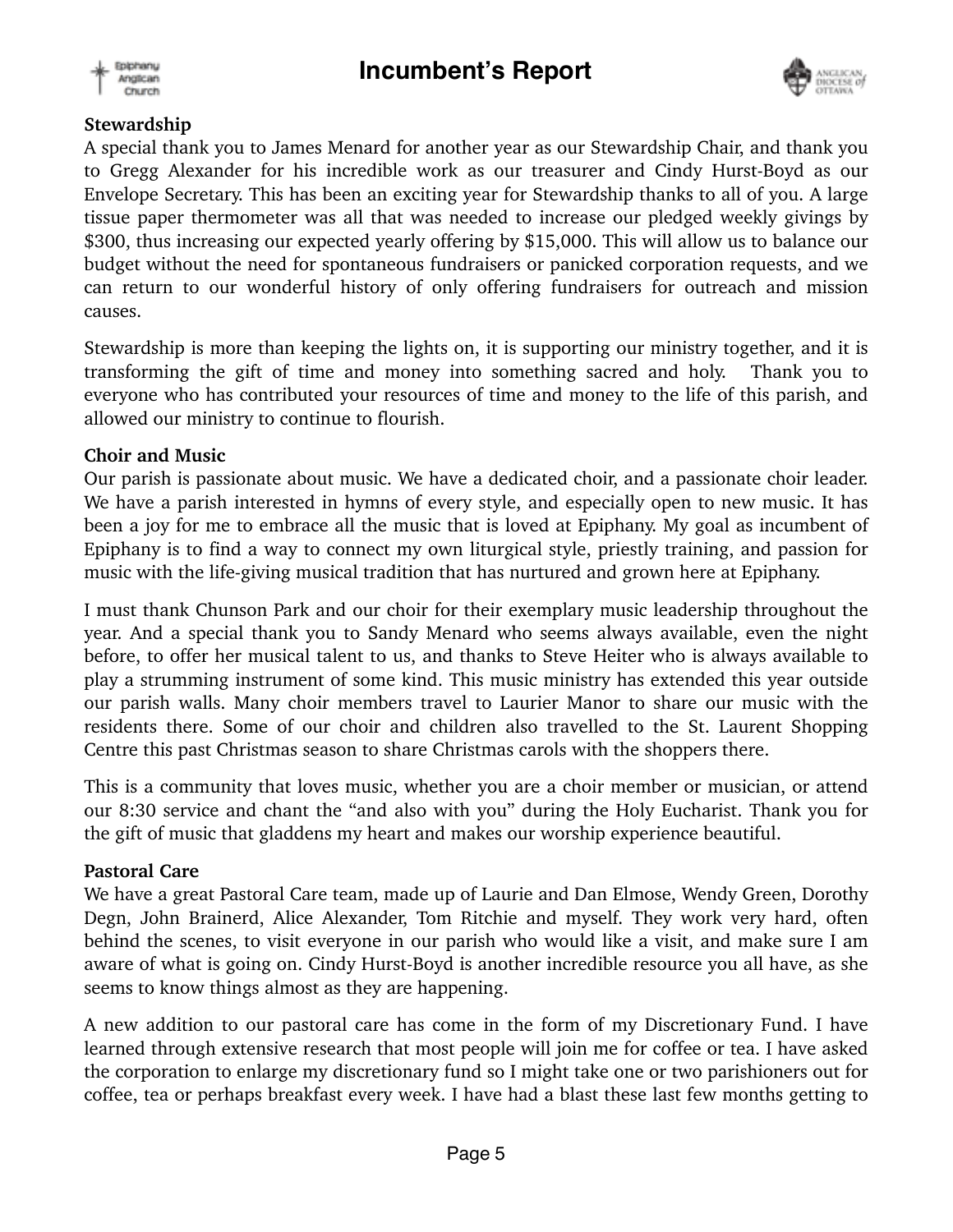# Incumbent's Report

**Stewardship**

A special thank you to James Menard for another year as our Stewardship Chair, and thank you to Gregg Alexander for his incredible work as our treasurer and Cindy Hurst-Boyd as our Envelope Secretary. This has been an exciting year for Stewardship thanks to all of you. A large tissue paper thermometer was all that was needed to increase our pledged weekly givings by $300, thus increasing our expected yearly offering by $15,000. This will allow us to balance our budget without the need for spontaneous fundraisers or panicked corporation requests, and we can return to our wonderful history of only offering fundraisers for outreach and mission causes.

Stewardship is more than keeping the lights on, it is supporting our ministry together, and it is transforming the gift of time and money into something sacred and holy. Thank you to everyone who has contributed your resources of time and money to the life of this parish, and allowed our ministry to continue to flourish.

**Choir and Music**

Our parish is passionate about music. We have a dedicated choir, and a passionate choir leader. We have a parish interested in hymns of every style, and especially open to new music. It has been a joy for me to embrace all the music that is loved at Epiphany. My goal as incumbent of Epiphany is to find a way to connect my own liturgical style, priestly training, and passion for music with the life-giving musical tradition that has nurtured and grown here at Epiphany.

I must thank Chunson Park and our choir for their exemplary music leadership throughout the year. And a special thank you to Sandy Menard who seems always available, even the night before, to offer her musical talent to us, and thanks to Steve Heiter who is always available to play a strumming instrument of some kind. This music ministry has extended this year outside our parish walls. Many choir members travel to Laurier Manor to share our music with the residents there. Some of our choir and children also travelled to the St. Laurent Shopping Centre this past Christmas season to share Christmas carols with the shoppers there.

This is a community that loves music, whether you are a choir member or musician, or attend our 8:30 service and chant the "and also with you" during the Holy Eucharist. Thank you for the gift of music that gladdens my heart and makes our worship experience beautiful.

**Pastoral Care**

We have a great Pastoral Care team, made up of Laurie and Dan Elmose, Wendy Green, Dorothy Degn, John Brainerd, Alice Alexander, Tom Ritchie and myself. They work very hard, often behind the scenes, to visit everyone in our parish who would like a visit, and make sure I am aware of what is going on. Cindy Hurst-Boyd is another incredible resource you all have, as she seems to know things almost as they are happening.

A new addition to our pastoral care has come in the form of my Discretionary Fund. I have learned through extensive research that most people will join me for coffee or tea. I have asked the corporation to enlarge my discretionary fund so I might take one or two parishioners out for coffee, tea or perhaps breakfast every week. I have had a blast these last few months getting to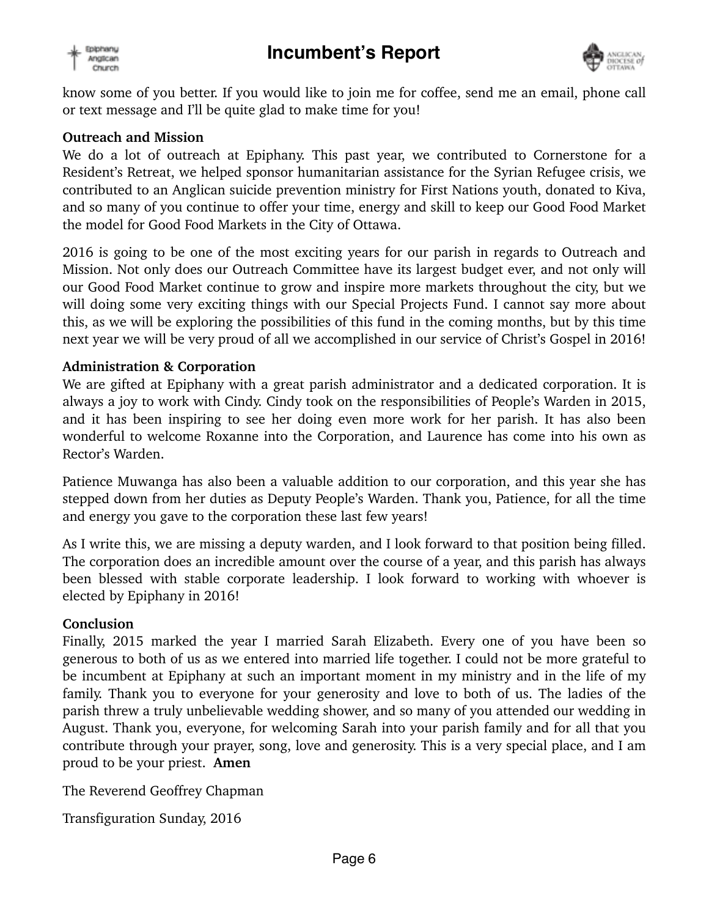know some of you better. If you would like to join me for coffee, send me an email, phone call or text message and I'll be quite glad to make time for you!

**Outreach and Mission**

We do a lot of outreach at Epiphany. This past year, we contributed to Cornerstone for a Resident's Retreat, we helped sponsor humanitarian assistance for the Syrian Refugee crisis, we contributed to an Anglican suicide prevention ministry for First Nations youth, donated to Kiva, and so many of you continue to offer your time, energy and skill to keep our Good Food Market the model for Good Food Markets in the City of Ottawa.

2016 is going to be one of the most exciting years for our parish in regards to Outreach and Mission. Not only does our Outreach Committee have its largest budget ever, and not only will our Good Food Market continue to grow and inspire more markets throughout the city, but we will doing some very exciting things with our Special Projects Fund. I cannot say more about this, as we will be exploring the possibilities of this fund in the coming months, but by this time next year we will be very proud of all we accomplished in our service of Christ's Gospel in 2016!

**Administration & Corporation**

We are gifted at Epiphany with a great parish administrator and a dedicated corporation. It is always a joy to work with Cindy. Cindy took on the responsibilities of People's Warden in 2015, and it has been inspiring to see her doing even more work for her parish. It has also been wonderful to welcome Roxanne into the Corporation, and Laurence has come into his own as Rector's Warden.

Patience Muwanga has also been a valuable addition to our corporation, and this year she has stepped down from her duties as Deputy People's Warden. Thank you, Patience, for all the time and energy you gave to the corporation these last few years!

As I write this, we are missing a deputy warden, and I look forward to that position being filled. The corporation does an incredible amount over the course of a year, and this parish has always been blessed with stable corporate leadership. I look forward to working with whoever is elected by Epiphany in 2016!

**Conclusion**

Finally, 2015 marked the year I married Sarah Elizabeth. Every one of you have been so generous to both of us as we entered into married life together. I could not be more grateful to be incumbent at Epiphany at such an important moment in my ministry and in the life of my family. Thank you to everyone for your generosity and love to both of us. The ladies of the parish threw a truly unbelievable wedding shower, and so many of you attended our wedding in August. Thank you, everyone, for welcoming Sarah into your parish family and for all that you contribute through your prayer, song, love and generosity. This is a very special place, and I am proud to be your priest. **Amen**

The Reverend Geoffrey Chapman

Transfiguration Sunday, 2016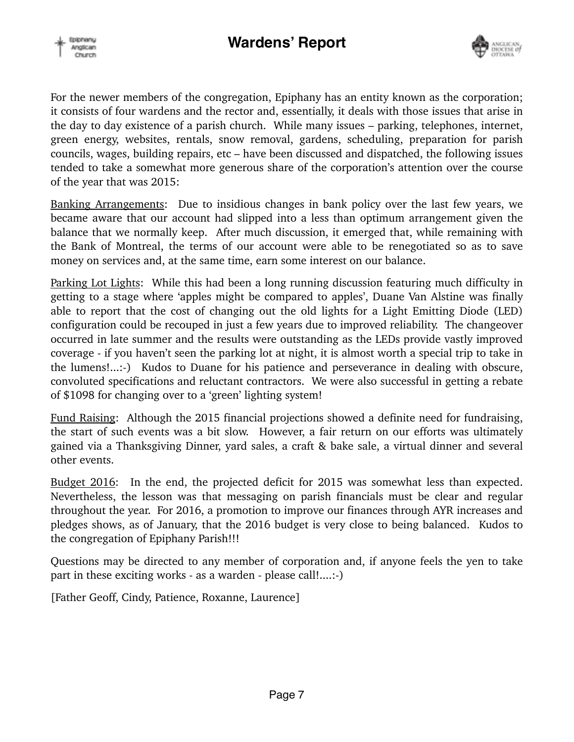# Wardens' Report

For the newer members of the congregation, Epiphany has an entity known as the corporation; it consists of four wardens and the rector and, essentially, it deals with those issues that arise in the day to day existence of a parish church. While many issues – parking, telephones, internet, green energy, websites, rentals, snow removal, gardens, scheduling, preparation for parish councils, wages, building repairs, etc – have been discussed and dispatched, the following issues tended to take a somewhat more generous share of the corporation's attention over the course of the year that was 2015:

<u>Banking Arrangements</u>: Due to insidious changes in bank policy over the last few years, we became aware that our account had slipped into a less than optimum arrangement given the balance that we normally keep. After much discussion, it emerged that, while remaining with the Bank of Montreal, the terms of our account were able to be renegotiated so as to save money on services and, at the same time, earn some interest on our balance.

<u>Parking Lot Lights</u>: While this had been a long running discussion featuring much difficulty in getting to a stage where 'apples might be compared to apples', Duane Van Alstine was finally able to report that the cost of changing out the old lights for a Light Emitting Diode (LED) configuration could be recouped in just a few years due to improved reliability. The changeover occurred in late summer and the results were outstanding as the LEDs provide vastly improved coverage - if you haven't seen the parking lot at night, it is almost worth a special trip to take in the lumens!...:-) Kudos to Duane for his patience and perseverance in dealing with obscure, convoluted specifications and reluctant contractors. We were also successful in getting a rebate of $1098 for changing over to a 'green' lighting system!

<u>Fund Raising</u>: Although the 2015 financial projections showed a definite need for fundraising, the start of such events was a bit slow. However, a fair return on our efforts was ultimately gained via a Thanksgiving Dinner, yard sales, a craft & bake sale, a virtual dinner and several other events.

<u>Budget 2016</u>: In the end, the projected deficit for 2015 was somewhat less than expected. Nevertheless, the lesson was that messaging on parish financials must be clear and regular throughout the year. For 2016, a promotion to improve our finances through AYR increases and pledges shows, as of January, that the 2016 budget is very close to being balanced. Kudos to the congregation of Epiphany Parish!!!

Questions may be directed to any member of corporation and, if anyone feels the yen to take part in these exciting works - as a warden - please call!....:-)

[Father Geoff, Cindy, Patience, Roxanne, Laurence]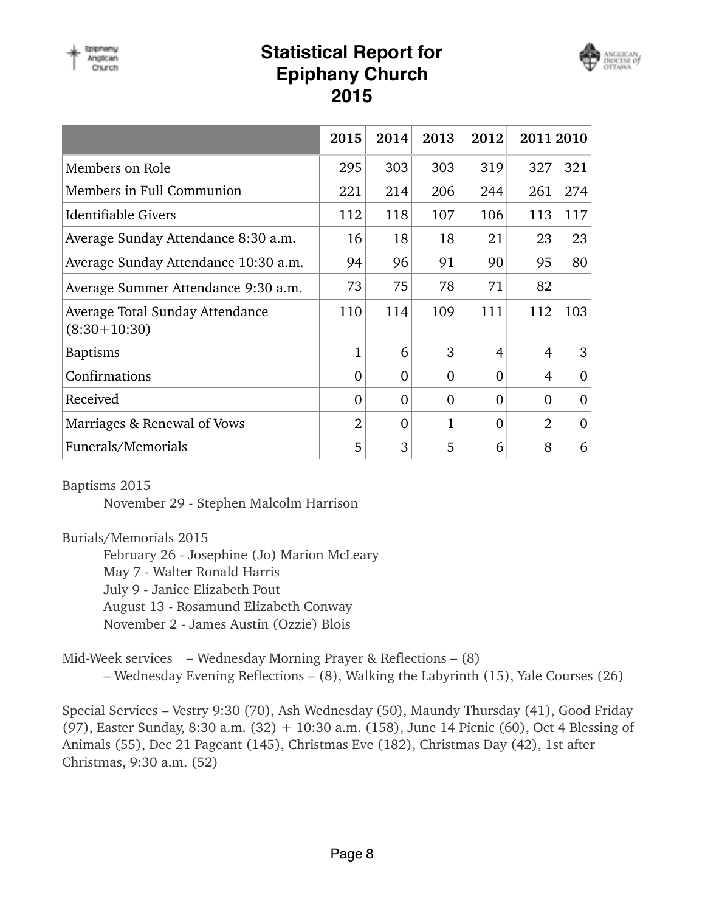# Statistical Report for Epiphany Church 2015

| | 2015 | 2014 | 2013 | 2012 | 2011 | 2010 |
|---|---|---|---|---|---|---|
| Members on Role | 295 | 303 | 303 | 319 | 327 | 321 |
| Members in Full Communion | 221 | 214 | 206 | 244 | 261 | 274 |
| Identifiable Givers | 112 | 118 | 107 | 106 | 113 | 117 |
| Average Sunday Attendance 8:30 a.m. | 16 | 18 | 18 | 21 | 23 | 23 |
| Average Sunday Attendance 10:30 a.m. | 94 | 96 | 91 | 90 | 95 | 80 |
| Average Summer Attendance 9:30 a.m. | 73 | 75 | 78 | 71 | 82 | |
| Average Total Sunday Attendance (8:30+10:30) | 110 | 114 | 109 | 111 | 112 | 103 |
| Baptisms | 1 | 6 | 3 | 4 | 4 | 3 |
| Confirmations | 0 | 0 | 0 | 0 | 4 | 0 |
| Received | 0 | 0 | 0 | 0 | 0 | 0 |
| Marriages & Renewal of Vows | 2 | 0 | 1 | 0 | 2 | 0 |
| Funerals/Memorials | 5 | 3 | 5 | 6 | 8 | 6 |

Baptisms 2015

November 29 - Stephen Malcolm Harrison

Burials/Memorials 2015

February 26 - Josephine (Jo) Marion McLeary
May 7 - Walter Ronald Harris
July 9 - Janice Elizabeth Pout
August 13 - Rosamund Elizabeth Conway
November 2 - James Austin (Ozzie) Blois

Mid-Week services – Wednesday Morning Prayer & Reflections – (8)
– Wednesday Evening Reflections – (8), Walking the Labyrinth (15), Yale Courses (26)

Special Services – Vestry 9:30 (70), Ash Wednesday (50), Maundy Thursday (41), Good Friday (97), Easter Sunday, 8:30 a.m. (32) + 10:30 a.m. (158), June 14 Picnic (60), Oct 4 Blessing of Animals (55), Dec 21 Pageant (145), Christmas Eve (182), Christmas Day (42), 1st after Christmas, 9:30 a.m. (52)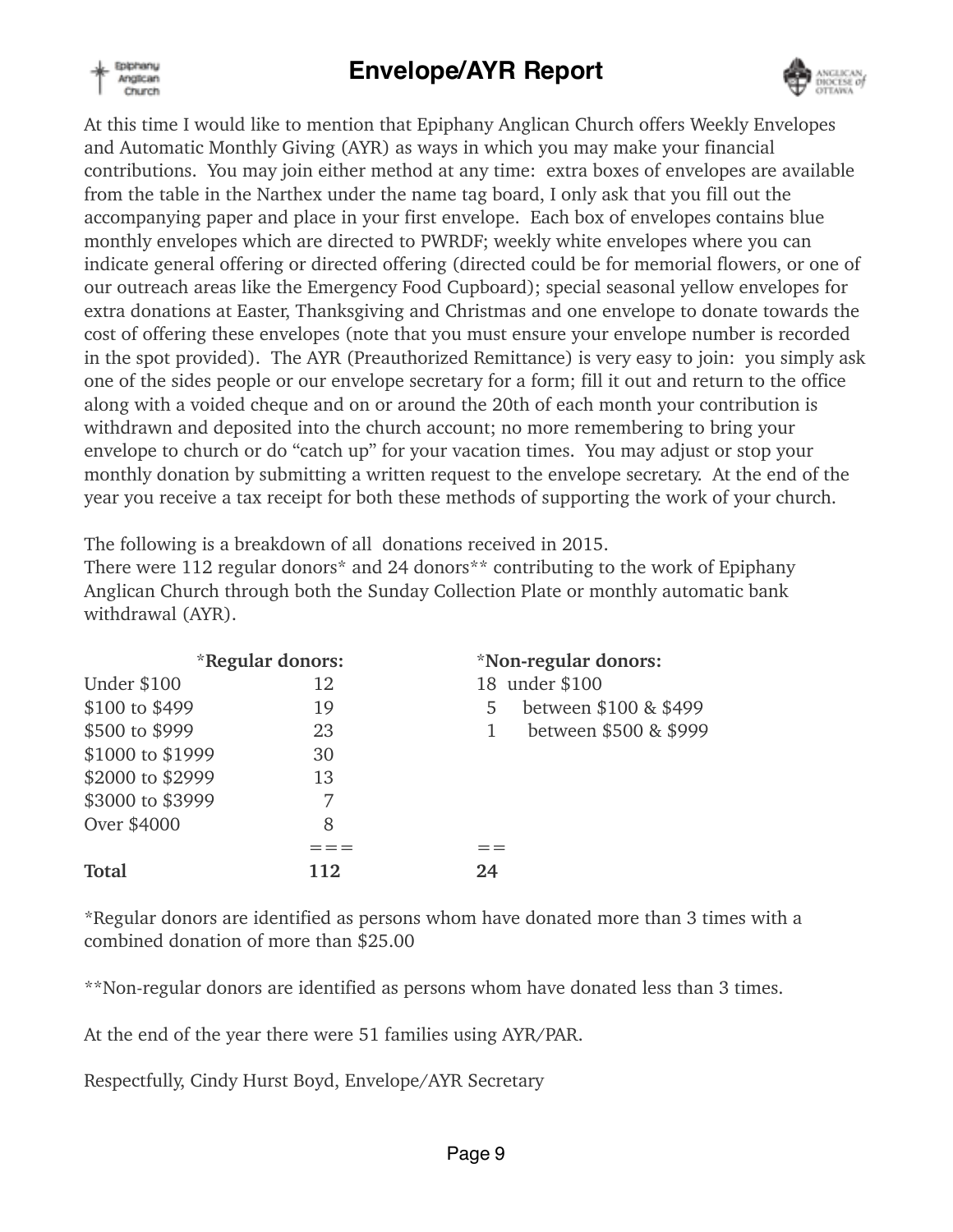# Envelope/AYR Report

At this time I would like to mention that Epiphany Anglican Church offers Weekly Envelopes and Automatic Monthly Giving (AYR) as ways in which you may make your financial contributions. You may join either method at any time: extra boxes of envelopes are available from the table in the Narthex under the name tag board, I only ask that you fill out the accompanying paper and place in your first envelope. Each box of envelopes contains blue monthly envelopes which are directed to PWRDF; weekly white envelopes where you can indicate general offering or directed offering (directed could be for memorial flowers, or one of our outreach areas like the Emergency Food Cupboard); special seasonal yellow envelopes for extra donations at Easter, Thanksgiving and Christmas and one envelope to donate towards the cost of offering these envelopes (note that you must ensure your envelope number is recorded in the spot provided). The AYR (Preauthorized Remittance) is very easy to join: you simply ask one of the sides people or our envelope secretary for a form; fill it out and return to the office along with a voided cheque and on or around the 20th of each month your contribution is withdrawn and deposited into the church account; no more remembering to bring your envelope to church or do "catch up" for your vacation times. You may adjust or stop your monthly donation by submitting a written request to the envelope secretary. At the end of the year you receive a tax receipt for both these methods of supporting the work of your church.

The following is a breakdown of all donations received in 2015.
There were 112 regular donors* and 24 donors** contributing to the work of Epiphany Anglican Church through both the Sunday Collection Plate or monthly automatic bank withdrawal (AYR).

| *Regular donors: | | *Non-regular donors: | |
|---|---|---|---|
| Under $100 | 12 | 18 | under $100 |
| $100 to $499 | 19 | 5 | between $100 & $499 |
| $500 to $999 | 23 | 1 | between $500 & $999 |
| $1000 to $1999 | 30 | | |
| $2000 to $2999 | 13 | | |
| $3000 to $3999 | 7 | | |
| Over $4000 | 8 | | |
| | === | == | |
| **Total** | **112** | **24** | |

*Regular donors are identified as persons whom have donated more than 3 times with a combined donation of more than $25.00

**Non-regular donors are identified as persons whom have donated less than 3 times.

At the end of the year there were 51 families using AYR/PAR.

Respectfully, Cindy Hurst Boyd, Envelope/AYR Secretary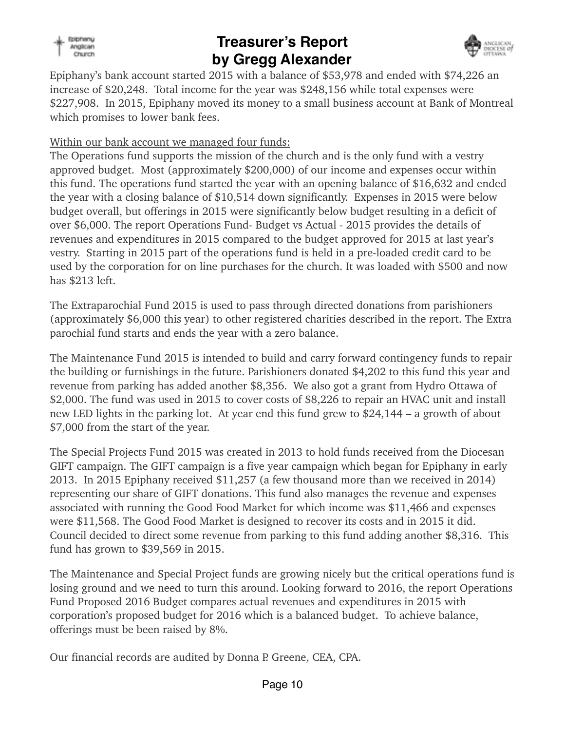# Treasurer's Report
# by Gregg Alexander

Epiphany's bank account started 2015 with a balance of $53,978 and ended with $74,226 an increase of $20,248. Total income for the year was $248,156 while total expenses were $227,908. In 2015, Epiphany moved its money to a small business account at Bank of Montreal which promises to lower bank fees.

Within our bank account we managed four funds:
The Operations fund supports the mission of the church and is the only fund with a vestry approved budget. Most (approximately $200,000) of our income and expenses occur within this fund. The operations fund started the year with an opening balance of $16,632 and ended the year with a closing balance of $10,514 down significantly. Expenses in 2015 were below budget overall, but offerings in 2015 were significantly below budget resulting in a deficit of over $6,000. The report Operations Fund- Budget vs Actual - 2015 provides the details of revenues and expenditures in 2015 compared to the budget approved for 2015 at last year's vestry. Starting in 2015 part of the operations fund is held in a pre-loaded credit card to be used by the corporation for on line purchases for the church. It was loaded with $500 and now has $213 left.

The Extraparochial Fund 2015 is used to pass through directed donations from parishioners (approximately $6,000 this year) to other registered charities described in the report. The Extra parochial fund starts and ends the year with a zero balance.

The Maintenance Fund 2015 is intended to build and carry forward contingency funds to repair the building or furnishings in the future. Parishioners donated $4,202 to this fund this year and revenue from parking has added another $8,356. We also got a grant from Hydro Ottawa of $2,000. The fund was used in 2015 to cover costs of $8,226 to repair an HVAC unit and install new LED lights in the parking lot. At year end this fund grew to $24,144 – a growth of about $7,000 from the start of the year.

The Special Projects Fund 2015 was created in 2013 to hold funds received from the Diocesan GIFT campaign. The GIFT campaign is a five year campaign which began for Epiphany in early 2013. In 2015 Epiphany received $11,257 (a few thousand more than we received in 2014) representing our share of GIFT donations. This fund also manages the revenue and expenses associated with running the Good Food Market for which income was $11,466 and expenses were $11,568. The Good Food Market is designed to recover its costs and in 2015 it did. Council decided to direct some revenue from parking to this fund adding another $8,316. This fund has grown to $39,569 in 2015.

The Maintenance and Special Project funds are growing nicely but the critical operations fund is losing ground and we need to turn this around. Looking forward to 2016, the report Operations Fund Proposed 2016 Budget compares actual revenues and expenditures in 2015 with corporation's proposed budget for 2016 which is a balanced budget. To achieve balance, offerings must be been raised by 8%.

Our financial records are audited by Donna P. Greene, CEA, CPA.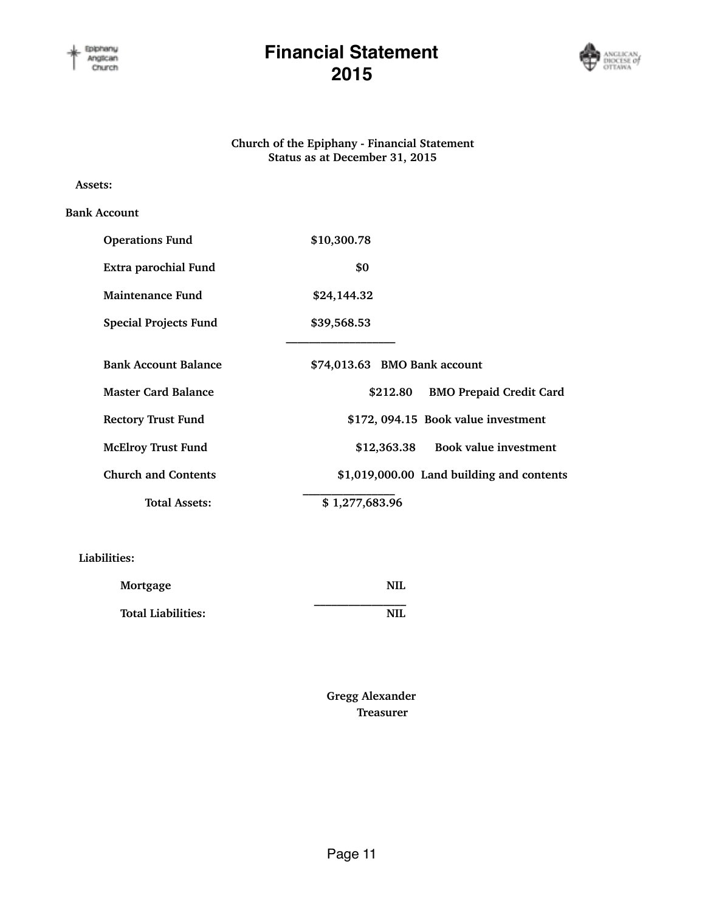# Financial Statement 2015

**Church of the Epiphany - Financial Statement**
**Status as at December 31, 2015**

**Assets:**

**Bank Account**

| | | |
|---|---|---|
| **Operations Fund** | **$10,300.78** | |
| **Extra parochial Fund** | **$0** | |
| **Maintenance Fund** | **$24,144.32** | |
| **Special Projects Fund** | **$39,568.53** | |
| **Bank Account Balance** | **$74,013.63** | **BMO Bank account** |
| **Master Card Balance** | **$212.80** | **BMO Prepaid Credit Card** |
| **Rectory Trust Fund** | **$172, 094.15** | **Book value investment** |
| **McElroy Trust Fund** | **$12,363.38** | **Book value investment** |
| **Church and Contents** | **$1,019,000.00** | **Land building and contents** |
| **Total Assets:** | **$ 1,277,683.96** | |

**Liabilities:**

| | |
|---|---|
| **Mortgage** | **NIL** |
| **Total Liabilities:** | **NIL** |

**Gregg Alexander**
**Treasurer**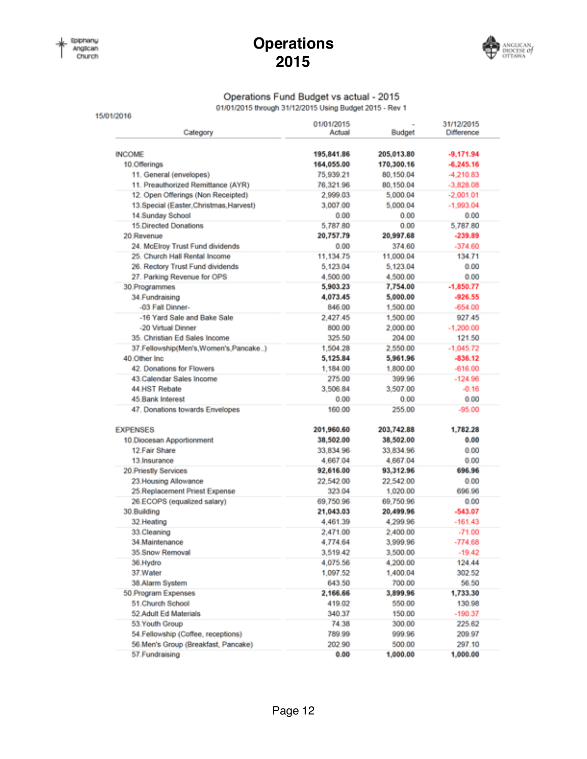# Operations 2015

## Operations Fund Budget vs actual - 2015

01/01/2015 through 31/12/2015 Using Budget 2015 - Rev 1

15/01/2016

| Category | 01/01/2015 Actual | - Budget | 31/12/2015 Difference |
|---|---|---|---|
| INCOME | **195,841.86** | **205,013.80** | **-9,171.94** |
| 10.Offerings | **164,055.00** | **170,300.16** | **-6,245.16** |
| 11. General (envelopes) | 75,939.21 | 80,150.04 | -4,210.83 |
| 11. Preauthorized Remittance (AYR) | 76,321.96 | 80,150.04 | -3,828.08 |
| 12. Open Offerings (Non Receipted) | 2,999.03 | 5,000.04 | -2,001.01 |
| 13.Special (Easter,Christmas,Harvest) | 3,007.00 | 5,000.04 | -1,993.04 |
| 14.Sunday School | 0.00 | 0.00 | 0.00 |
| 15.Directed Donations | 5,787.80 | 0.00 | 5,787.80 |
| 20.Revenue | **20,757.79** | **20,997.68** | **-239.89** |
| 24. McElroy Trust Fund dividends | 0.00 | 374.60 | -374.60 |
| 25. Church Hall Rental Income | 11,134.75 | 11,000.04 | 134.71 |
| 26. Rectory Trust Fund dividends | 5,123.04 | 5,123.04 | 0.00 |
| 27. Parking Revenue for OPS | 4,500.00 | 4,500.00 | 0.00 |
| 30.Programmes | **5,903.23** | **7,754.00** | **-1,850.77** |
| 34.Fundraising | **4,073.45** | **5,000.00** | **-926.55** |
| -03 Fall Dinner- | 846.00 | 1,500.00 | -654.00 |
| -16 Yard Sale and Bake Sale | 2,427.45 | 1,500.00 | 927.45 |
| -20 Virtual Dinner | 800.00 | 2,000.00 | -1,200.00 |
| 35. Christian Ed Sales Income | 325.50 | 204.00 | 121.50 |
| 37.Fellowship(Men's,Women's,Pancake..) | 1,504.28 | 2,550.00 | -1,045.72 |
| 40.Other Inc | **5,125.84** | **5,961.96** | **-836.12** |
| 42. Donations for Flowers | 1,184.00 | 1,800.00 | -616.00 |
| 43.Calendar Sales Income | 275.00 | 399.96 | -124.96 |
| 44.HST Rebate | 3,506.84 | 3,507.00 | -0.16 |
| 45.Bank Interest | 0.00 | 0.00 | 0.00 |
| 47. Donations towards Envelopes | 160.00 | 255.00 | -95.00 |
| EXPENSES | **201,960.60** | **203,742.88** | **1,782.28** |
| 10.Diocesan Apportionment | **38,502.00** | **38,502.00** | **0.00** |
| 12.Fair Share | 33,834.96 | 33,834.96 | 0.00 |
| 13.Insurance | 4,667.04 | 4,667.04 | 0.00 |
| 20.Priestly Services | **92,616.00** | **93,312.96** | **696.96** |
| 23.Housing Allowance | 22,542.00 | 22,542.00 | 0.00 |
| 25.Replacement Priest Expense | 323.04 | 1,020.00 | 696.96 |
| 26.ECOPS (equalized salary) | 69,750.96 | 69,750.96 | 0.00 |
| 30.Building | **21,043.03** | **20,499.96** | **-543.07** |
| 32.Heating | 4,461.39 | 4,299.96 | -161.43 |
| 33.Cleaning | 2,471.00 | 2,400.00 | -71.00 |
| 34.Maintenance | 4,774.64 | 3,999.96 | -774.68 |
| 35.Snow Removal | 3,519.42 | 3,500.00 | -19.42 |
| 36.Hydro | 4,075.56 | 4,200.00 | 124.44 |
| 37.Water | 1,097.52 | 1,400.04 | 302.52 |
| 38.Alarm System | 643.50 | 700.00 | 56.50 |
| 50.Program Expenses | **2,166.66** | **3,899.96** | **1,733.30** |
| 51.Church School | 419.02 | 550.00 | 130.98 |
| 52.Adult Ed Materials | 340.37 | 150.00 | -190.37 |
| 53.Youth Group | 74.38 | 300.00 | 225.62 |
| 54.Fellowship (Coffee, receptions) | 789.99 | 999.96 | 209.97 |
| 56.Men's Group (Breakfast, Pancake) | 202.90 | 500.00 | 297.10 |
| 57.Fundraising | **0.00** | **1,000.00** | **1,000.00** |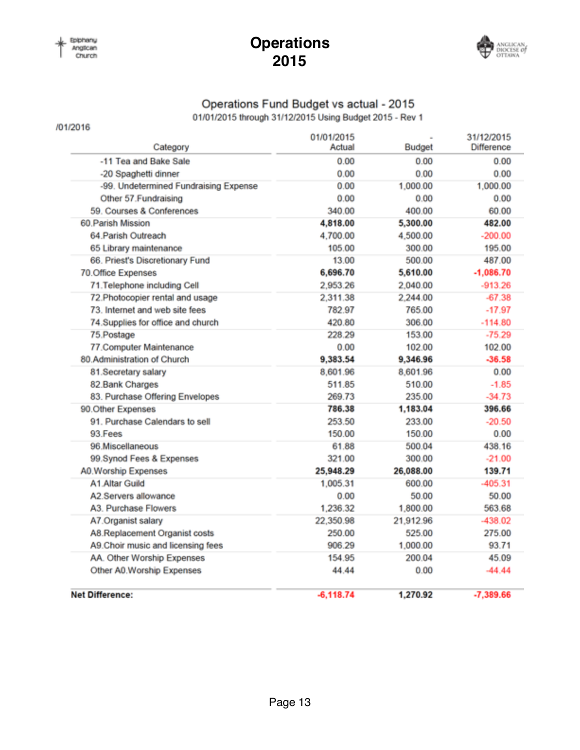# Operations 2015

## Operations Fund Budget vs actual - 2015

01/01/2015 through 31/12/2015 Using Budget 2015 - Rev 1

/01/2016

| Category | 01/01/2015 Actual | - Budget | 31/12/2015 Difference |
|---|---|---|---|
| -11 Tea and Bake Sale | 0.00 | 0.00 | 0.00 |
| -20 Spaghetti dinner | 0.00 | 0.00 | 0.00 |
| -99. Undetermined Fundraising Expense | 0.00 | 1,000.00 | 1,000.00 |
| Other 57.Fundraising | 0.00 | 0.00 | 0.00 |
| 59. Courses & Conferences | 340.00 | 400.00 | 60.00 |
| **60.Parish Mission** | **4,818.00** | **5,300.00** | **482.00** |
| 64.Parish Outreach | 4,700.00 | 4,500.00 | -200.00 |
| 65 Library maintenance | 105.00 | 300.00 | 195.00 |
| 66. Priest's Discretionary Fund | 13.00 | 500.00 | 487.00 |
| **70.Office Expenses** | **6,696.70** | **5,610.00** | **-1,086.70** |
| 71.Telephone including Cell | 2,953.26 | 2,040.00 | -913.26 |
| 72.Photocopier rental and usage | 2,311.38 | 2,244.00 | -67.38 |
| 73. Internet and web site fees | 782.97 | 765.00 | -17.97 |
| 74.Supplies for office and church | 420.80 | 306.00 | -114.80 |
| 75.Postage | 228.29 | 153.00 | -75.29 |
| 77.Computer Maintenance | 0.00 | 102.00 | 102.00 |
| **80.Administration of Church** | **9,383.54** | **9,346.96** | **-36.58** |
| 81.Secretary salary | 8,601.96 | 8,601.96 | 0.00 |
| 82.Bank Charges | 511.85 | 510.00 | -1.85 |
| 83. Purchase Offering Envelopes | 269.73 | 235.00 | -34.73 |
| **90.Other Expenses** | **786.38** | **1,183.04** | **396.66** |
| 91. Purchase Calendars to sell | 253.50 | 233.00 | -20.50 |
| 93.Fees | 150.00 | 150.00 | 0.00 |
| 96.Miscellaneous | 61.88 | 500.04 | 438.16 |
| 99.Synod Fees & Expenses | 321.00 | 300.00 | -21.00 |
| **A0.Worship Expenses** | **25,948.29** | **26,088.00** | **139.71** |
| A1.Altar Guild | 1,005.31 | 600.00 | -405.31 |
| A2.Servers allowance | 0.00 | 50.00 | 50.00 |
| A3. Purchase Flowers | 1,236.32 | 1,800.00 | 563.68 |
| A7.Organist salary | 22,350.98 | 21,912.96 | -438.02 |
| A8.Replacement Organist costs | 250.00 | 525.00 | 275.00 |
| A9.Choir music and licensing fees | 906.29 | 1,000.00 | 93.71 |
| AA. Other Worship Expenses | 154.95 | 200.04 | 45.09 |
| Other A0.Worship Expenses | 44.44 | 0.00 | -44.44 |
| **Net Difference:** | **-6,118.74** | **1,270.92** | **-7,389.66** |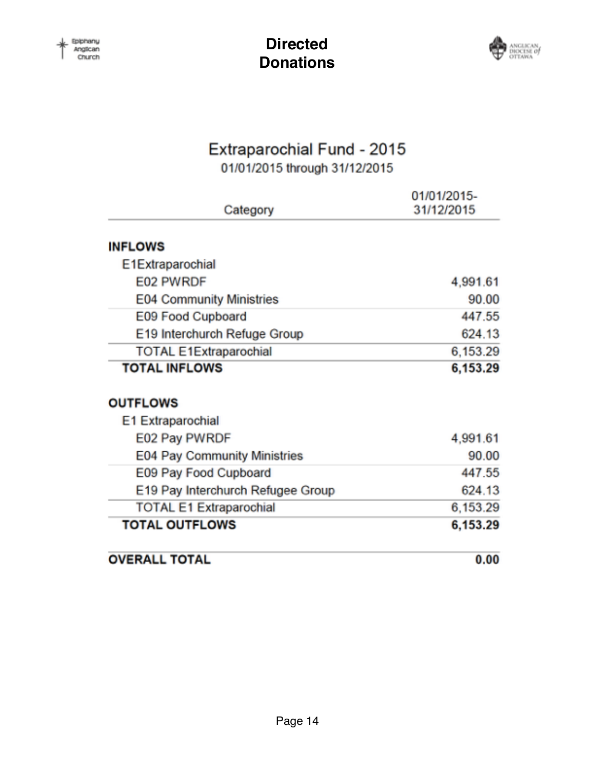# Directed Donations

## Extraparochial Fund - 2015

01/01/2015 through 31/12/2015

| Category | 01/01/2015-31/12/2015 |
|---|---|
| **INFLOWS** | |
| E1Extraparochial | |
| E02 PWRDF | 4,991.61 |
| E04 Community Ministries | 90.00 |
| E09 Food Cupboard | 447.55 |
| E19 Interchurch Refuge Group | 624.13 |
| TOTAL E1Extraparochial | 6,153.29 |
| **TOTAL INFLOWS** | **6,153.29** |
| **OUTFLOWS** | |
| E1 Extraparochial | |
| E02 Pay PWRDF | 4,991.61 |
| E04 Pay Community Ministries | 90.00 |
| E09 Pay Food Cupboard | 447.55 |
| E19 Pay Interchurch Refugee Group | 624.13 |
| TOTAL E1 Extraparochial | 6,153.29 |
| **TOTAL OUTFLOWS** | **6,153.29** |
| **OVERALL TOTAL** | **0.00** |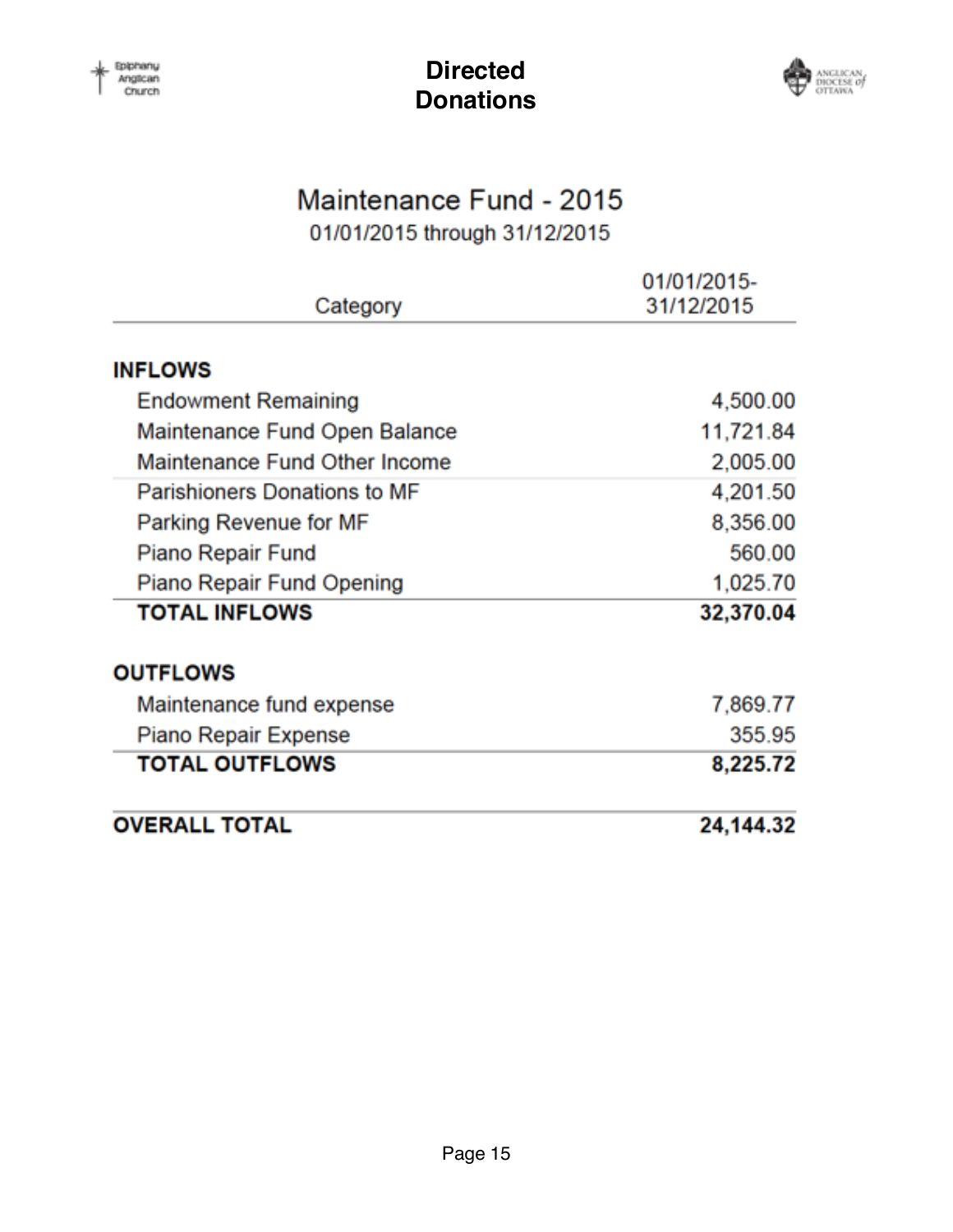# Directed Donations

## Maintenance Fund - 2015

01/01/2015 through 31/12/2015

| Category | 01/01/2015-31/12/2015 |
|---|---|
| **INFLOWS** | |
| Endowment Remaining | 4,500.00 |
| Maintenance Fund Open Balance | 11,721.84 |
| Maintenance Fund Other Income | 2,005.00 |
| Parishioners Donations to MF | 4,201.50 |
| Parking Revenue for MF | 8,356.00 |
| Piano Repair Fund | 560.00 |
| Piano Repair Fund Opening | 1,025.70 |
| **TOTAL INFLOWS** | **32,370.04** |
| **OUTFLOWS** | |
| Maintenance fund expense | 7,869.77 |
| Piano Repair Expense | 355.95 |
| **TOTAL OUTFLOWS** | **8,225.72** |
| **OVERALL TOTAL** | **24,144.32** |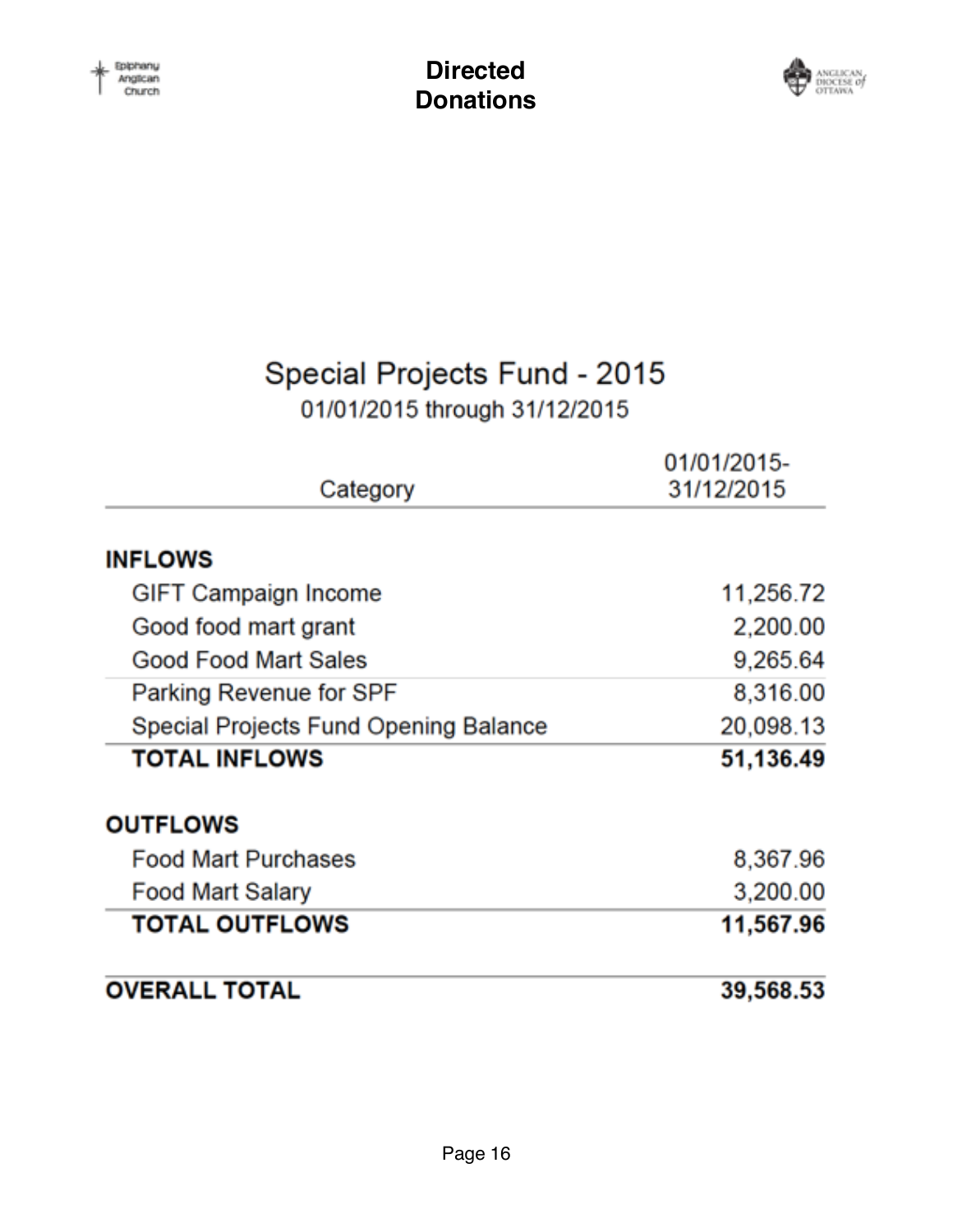# Directed Donations

## Special Projects Fund - 2015

01/01/2015 through 31/12/2015

| Category | 01/01/2015-31/12/2015 |
|---|---|
| **INFLOWS** | |
| GIFT Campaign Income | 11,256.72 |
| Good food mart grant | 2,200.00 |
| Good Food Mart Sales | 9,265.64 |
| Parking Revenue for SPF | 8,316.00 |
| Special Projects Fund Opening Balance | 20,098.13 |
| **TOTAL INFLOWS** | **51,136.49** |
| **OUTFLOWS** | |
| Food Mart Purchases | 8,367.96 |
| Food Mart Salary | 3,200.00 |
| **TOTAL OUTFLOWS** | **11,567.96** |
| **OVERALL TOTAL** | **39,568.53** |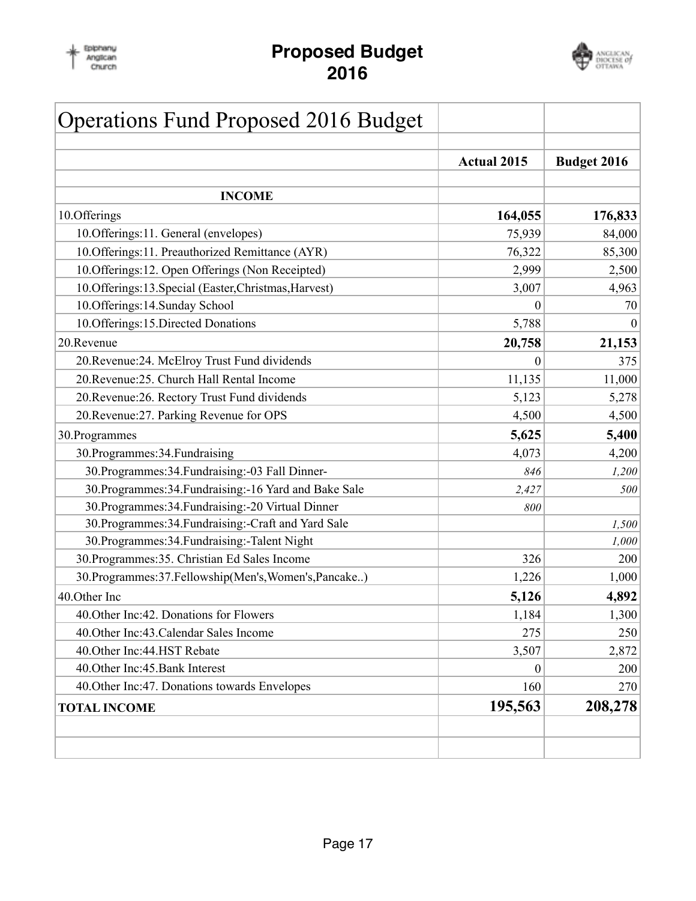# Proposed Budget 2016

| Operations Fund Proposed 2016 Budget | | |
|---|---|---|
| | **Actual 2015** | **Budget 2016** |
| **INCOME** | | |
| 10.Offerings | **164,055** | **176,833** |
| 10.Offerings:11. General (envelopes) | 75,939 | 84,000 |
| 10.Offerings:11. Preauthorized Remittance (AYR) | 76,322 | 85,300 |
| 10.Offerings:12. Open Offerings (Non Receipted) | 2,999 | 2,500 |
| 10.Offerings:13.Special (Easter,Christmas,Harvest) | 3,007 | 4,963 |
| 10.Offerings:14.Sunday School | 0 | 70 |
| 10.Offerings:15.Directed Donations | 5,788 | 0 |
| 20.Revenue | **20,758** | **21,153** |
| 20.Revenue:24. McElroy Trust Fund dividends | 0 | 375 |
| 20.Revenue:25. Church Hall Rental Income | 11,135 | 11,000 |
| 20.Revenue:26. Rectory Trust Fund dividends | 5,123 | 5,278 |
| 20.Revenue:27. Parking Revenue for OPS | 4,500 | 4,500 |
| 30.Programmes | **5,625** | **5,400** |
| 30.Programmes:34.Fundraising | 4,073 | 4,200 |
| 30.Programmes:34.Fundraising:-03 Fall Dinner- | *846* | *1,200* |
| 30.Programmes:34.Fundraising:-16 Yard and Bake Sale | *2,427* | *500* |
| 30.Programmes:34.Fundraising:-20 Virtual Dinner | *800* | |
| 30.Programmes:34.Fundraising:-Craft and Yard Sale | | *1,500* |
| 30.Programmes:34.Fundraising:-Talent Night | | *1,000* |
| 30.Programmes:35. Christian Ed Sales Income | 326 | 200 |
| 30.Programmes:37.Fellowship(Men's,Women's,Pancake..) | 1,226 | 1,000 |
| 40.Other Inc | **5,126** | **4,892** |
| 40.Other Inc:42. Donations for Flowers | 1,184 | 1,300 |
| 40.Other Inc:43.Calendar Sales Income | 275 | 250 |
| 40.Other Inc:44.HST Rebate | 3,507 | 2,872 |
| 40.Other Inc:45.Bank Interest | 0 | 200 |
| 40.Other Inc:47. Donations towards Envelopes | 160 | 270 |
| **TOTAL INCOME** | **195,563** | **208,278** |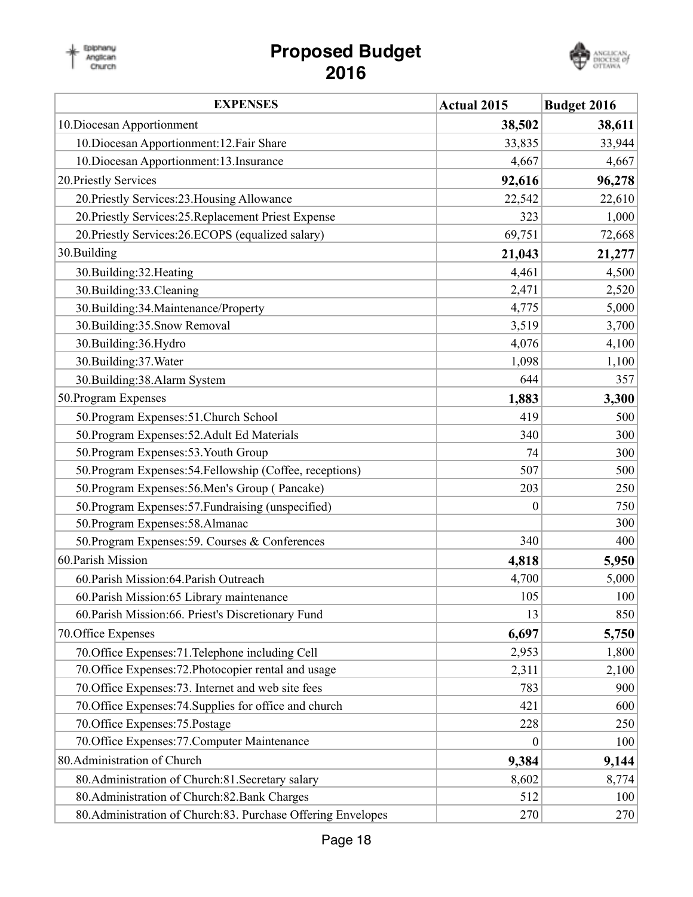# Proposed Budget 2016

| EXPENSES | Actual 2015 | Budget 2016 |
|---|---|---|
| 10.Diocesan Apportionment | **38,502** | **38,611** |
| 10.Diocesan Apportionment:12.Fair Share | 33,835 | 33,944 |
| 10.Diocesan Apportionment:13.Insurance | 4,667 | 4,667 |
| 20.Priestly Services | **92,616** | **96,278** |
| 20.Priestly Services:23.Housing Allowance | 22,542 | 22,610 |
| 20.Priestly Services:25.Replacement Priest Expense | 323 | 1,000 |
| 20.Priestly Services:26.ECOPS (equalized salary) | 69,751 | 72,668 |
| 30.Building | **21,043** | **21,277** |
| 30.Building:32.Heating | 4,461 | 4,500 |
| 30.Building:33.Cleaning | 2,471 | 2,520 |
| 30.Building:34.Maintenance/Property | 4,775 | 5,000 |
| 30.Building:35.Snow Removal | 3,519 | 3,700 |
| 30.Building:36.Hydro | 4,076 | 4,100 |
| 30.Building:37.Water | 1,098 | 1,100 |
| 30.Building:38.Alarm System | 644 | 357 |
| 50.Program Expenses | **1,883** | **3,300** |
| 50.Program Expenses:51.Church School | 419 | 500 |
| 50.Program Expenses:52.Adult Ed Materials | 340 | 300 |
| 50.Program Expenses:53.Youth Group | 74 | 300 |
| 50.Program Expenses:54.Fellowship (Coffee, receptions) | 507 | 500 |
| 50.Program Expenses:56.Men's Group ( Pancake) | 203 | 250 |
| 50.Program Expenses:57.Fundraising (unspecified) | 0 | 750 |
| 50.Program Expenses:58.Almanac | | 300 |
| 50.Program Expenses:59. Courses & Conferences | 340 | 400 |
| 60.Parish Mission | **4,818** | **5,950** |
| 60.Parish Mission:64.Parish Outreach | 4,700 | 5,000 |
| 60.Parish Mission:65 Library maintenance | 105 | 100 |
| 60.Parish Mission:66. Priest's Discretionary Fund | 13 | 850 |
| 70.Office Expenses | **6,697** | **5,750** |
| 70.Office Expenses:71.Telephone including Cell | 2,953 | 1,800 |
| 70.Office Expenses:72.Photocopier rental and usage | 2,311 | 2,100 |
| 70.Office Expenses:73. Internet and web site fees | 783 | 900 |
| 70.Office Expenses:74.Supplies for office and church | 421 | 600 |
| 70.Office Expenses:75.Postage | 228 | 250 |
| 70.Office Expenses:77.Computer Maintenance | 0 | 100 |
| 80.Administration of Church | **9,384** | **9,144** |
| 80.Administration of Church:81.Secretary salary | 8,602 | 8,774 |
| 80.Administration of Church:82.Bank Charges | 512 | 100 |
| 80.Administration of Church:83. Purchase Offering Envelopes | 270 | 270 |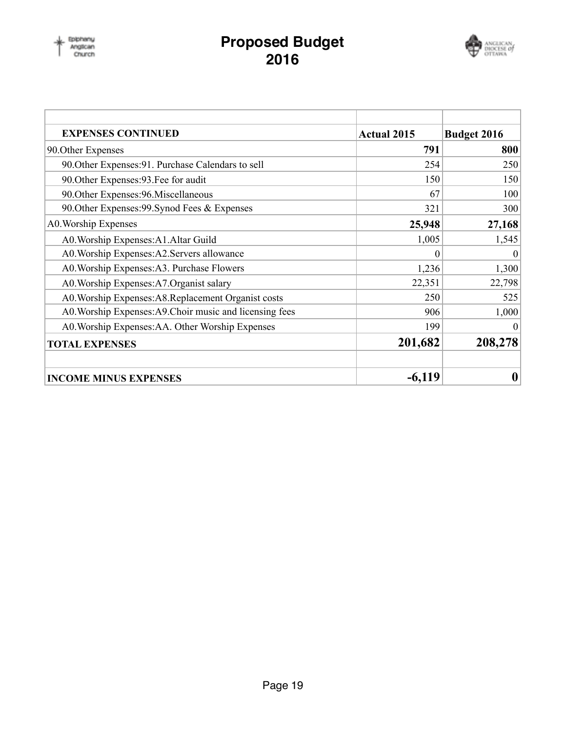# Proposed Budget 2016

| EXPENSES CONTINUED | Actual 2015 | Budget 2016 |
|---|---|---|
| 90.Other Expenses | **791** | **800** |
| 90.Other Expenses:91. Purchase Calendars to sell | 254 | 250 |
| 90.Other Expenses:93.Fee for audit | 150 | 150 |
| 90.Other Expenses:96.Miscellaneous | 67 | 100 |
| 90.Other Expenses:99.Synod Fees & Expenses | 321 | 300 |
| A0.Worship Expenses | **25,948** | **27,168** |
| A0.Worship Expenses:A1.Altar Guild | 1,005 | 1,545 |
| A0.Worship Expenses:A2.Servers allowance | 0 | 0 |
| A0.Worship Expenses:A3. Purchase Flowers | 1,236 | 1,300 |
| A0.Worship Expenses:A7.Organist salary | 22,351 | 22,798 |
| A0.Worship Expenses:A8.Replacement Organist costs | 250 | 525 |
| A0.Worship Expenses:A9.Choir music and licensing fees | 906 | 1,000 |
| A0.Worship Expenses:AA. Other Worship Expenses | 199 | 0 |
| **TOTAL EXPENSES** | **201,682** | **208,278** |
| | | |
| **INCOME MINUS EXPENSES** | **-6,119** | **0** |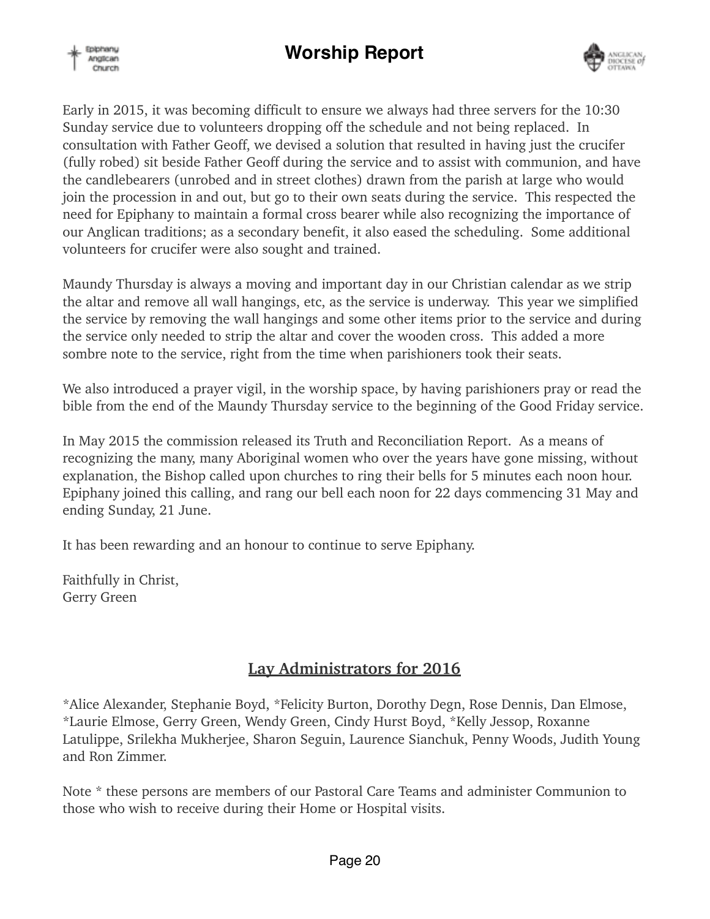# Worship Report

Early in 2015, it was becoming difficult to ensure we always had three servers for the 10:30 Sunday service due to volunteers dropping off the schedule and not being replaced. In consultation with Father Geoff, we devised a solution that resulted in having just the crucifer (fully robed) sit beside Father Geoff during the service and to assist with communion, and have the candlebearers (unrobed and in street clothes) drawn from the parish at large who would join the procession in and out, but go to their own seats during the service. This respected the need for Epiphany to maintain a formal cross bearer while also recognizing the importance of our Anglican traditions; as a secondary benefit, it also eased the scheduling. Some additional volunteers for crucifer were also sought and trained.

Maundy Thursday is always a moving and important day in our Christian calendar as we strip the altar and remove all wall hangings, etc, as the service is underway. This year we simplified the service by removing the wall hangings and some other items prior to the service and during the service only needed to strip the altar and cover the wooden cross. This added a more sombre note to the service, right from the time when parishioners took their seats.

We also introduced a prayer vigil, in the worship space, by having parishioners pray or read the bible from the end of the Maundy Thursday service to the beginning of the Good Friday service.

In May 2015 the commission released its Truth and Reconciliation Report. As a means of recognizing the many, many Aboriginal women who over the years have gone missing, without explanation, the Bishop called upon churches to ring their bells for 5 minutes each noon hour. Epiphany joined this calling, and rang our bell each noon for 22 days commencing 31 May and ending Sunday, 21 June.

It has been rewarding and an honour to continue to serve Epiphany.

Faithfully in Christ,
Gerry Green

## Lay Administrators for 2016

*Alice Alexander, Stephanie Boyd, *Felicity Burton, Dorothy Degn, Rose Dennis, Dan Elmose, *Laurie Elmose, Gerry Green, Wendy Green, Cindy Hurst Boyd, *Kelly Jessop, Roxanne Latulippe, Srilekha Mukherjee, Sharon Seguin, Laurence Sianchuk, Penny Woods, Judith Young and Ron Zimmer.

Note * these persons are members of our Pastoral Care Teams and administer Communion to those who wish to receive during their Home or Hospital visits.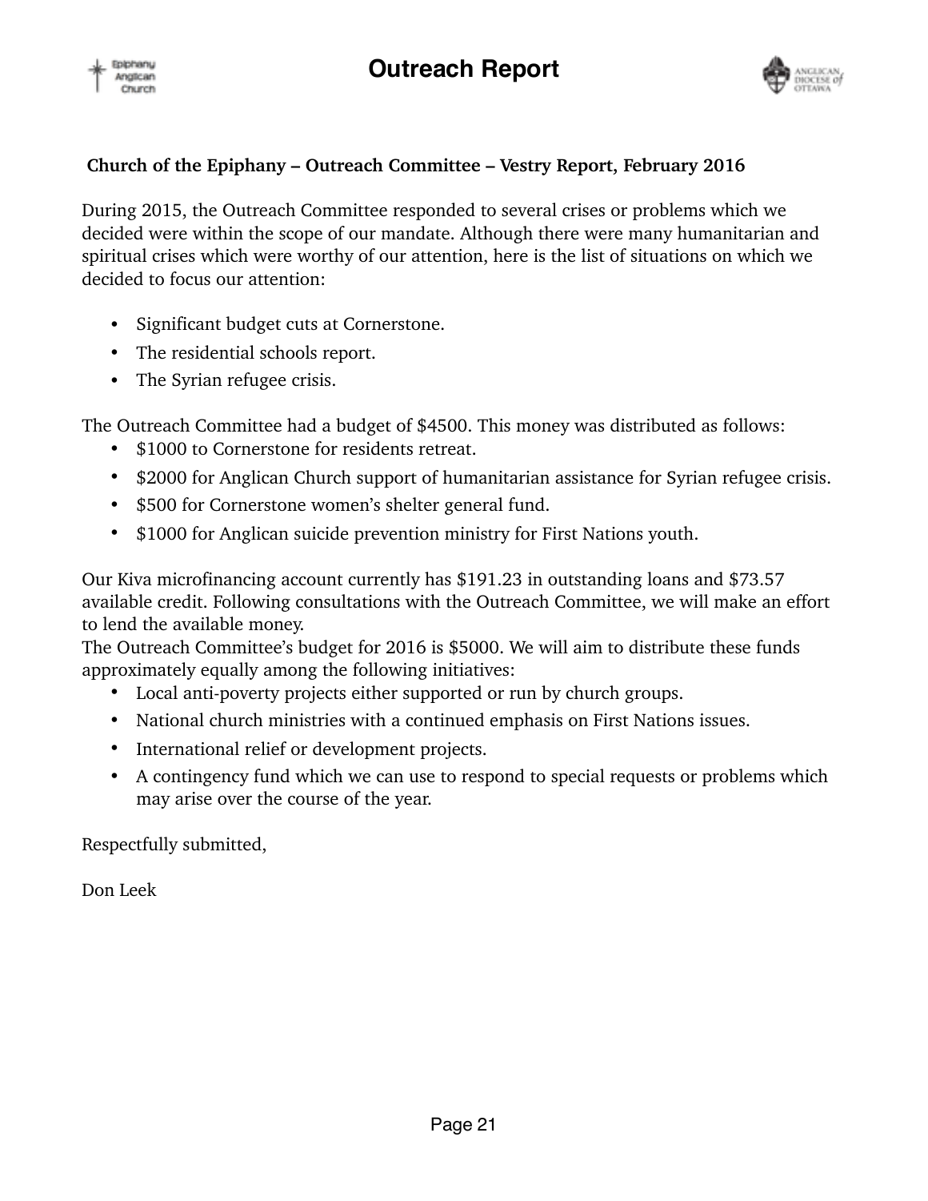# Outreach Report

**Church of the Epiphany – Outreach Committee – Vestry Report, February 2016**

During 2015, the Outreach Committee responded to several crises or problems which we decided were within the scope of our mandate. Although there were many humanitarian and spiritual crises which were worthy of our attention, here is the list of situations on which we decided to focus our attention:

- Significant budget cuts at Cornerstone.
- The residential schools report.
- The Syrian refugee crisis.

The Outreach Committee had a budget of $4500. This money was distributed as follows:

- $1000 to Cornerstone for residents retreat.
- $2000 for Anglican Church support of humanitarian assistance for Syrian refugee crisis.
- $500 for Cornerstone women's shelter general fund.
- $1000 for Anglican suicide prevention ministry for First Nations youth.

Our Kiva microfinancing account currently has $191.23 in outstanding loans and $73.57 available credit. Following consultations with the Outreach Committee, we will make an effort to lend the available money.

The Outreach Committee's budget for 2016 is $5000. We will aim to distribute these funds approximately equally among the following initiatives:

- Local anti-poverty projects either supported or run by church groups.
- National church ministries with a continued emphasis on First Nations issues.
- International relief or development projects.
- A contingency fund which we can use to respond to special requests or problems which may arise over the course of the year.

Respectfully submitted,

Don Leek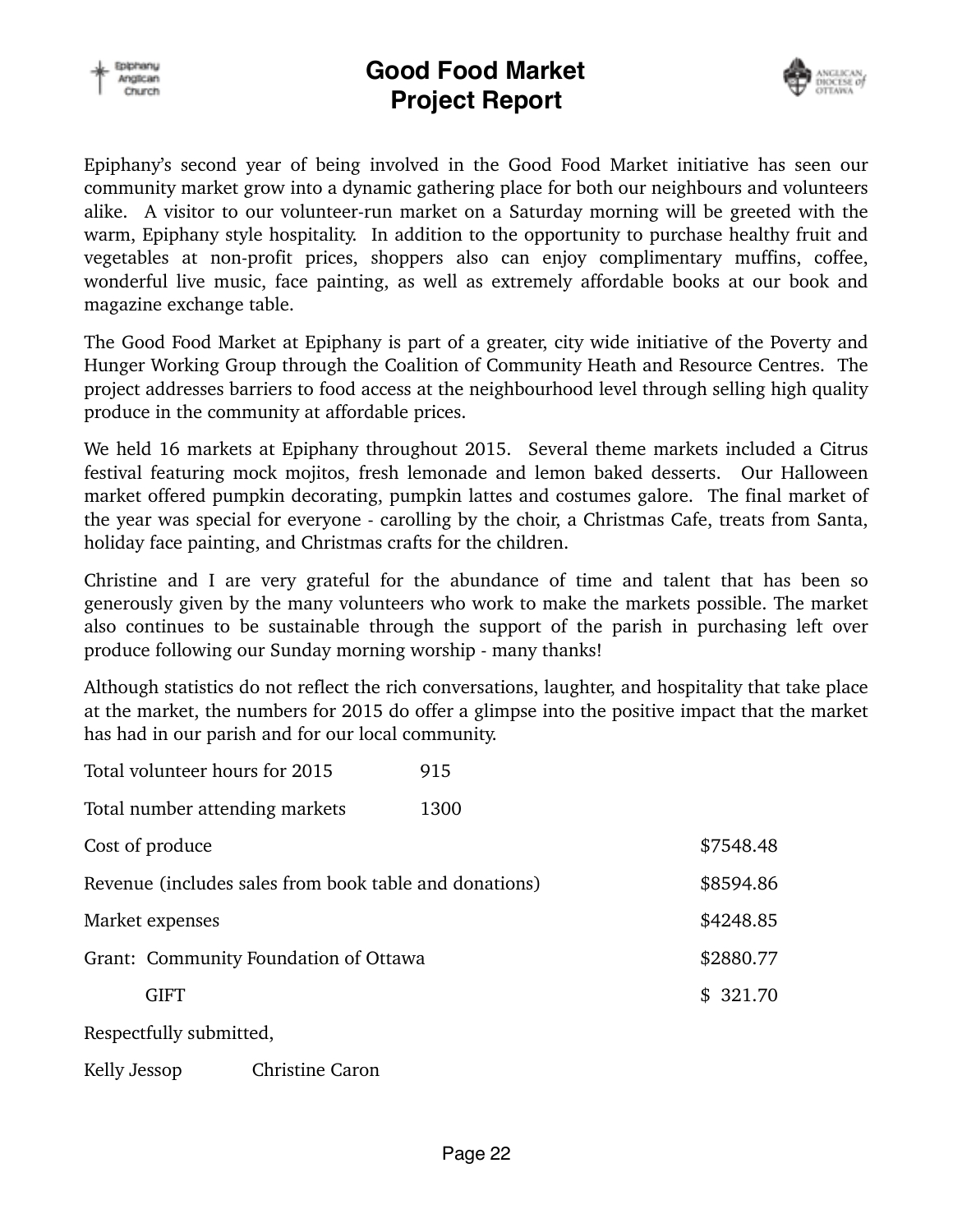# Good Food Market Project Report

Epiphany's second year of being involved in the Good Food Market initiative has seen our community market grow into a dynamic gathering place for both our neighbours and volunteers alike. A visitor to our volunteer-run market on a Saturday morning will be greeted with the warm, Epiphany style hospitality. In addition to the opportunity to purchase healthy fruit and vegetables at non-profit prices, shoppers also can enjoy complimentary muffins, coffee, wonderful live music, face painting, as well as extremely affordable books at our book and magazine exchange table.

The Good Food Market at Epiphany is part of a greater, city wide initiative of the Poverty and Hunger Working Group through the Coalition of Community Heath and Resource Centres. The project addresses barriers to food access at the neighbourhood level through selling high quality produce in the community at affordable prices.

We held 16 markets at Epiphany throughout 2015. Several theme markets included a Citrus festival featuring mock mojitos, fresh lemonade and lemon baked desserts. Our Halloween market offered pumpkin decorating, pumpkin lattes and costumes galore. The final market of the year was special for everyone - carolling by the choir, a Christmas Cafe, treats from Santa, holiday face painting, and Christmas crafts for the children.

Christine and I are very grateful for the abundance of time and talent that has been so generously given by the many volunteers who work to make the markets possible. The market also continues to be sustainable through the support of the parish in purchasing left over produce following our Sunday morning worship - many thanks!

Although statistics do not reflect the rich conversations, laughter, and hospitality that take place at the market, the numbers for 2015 do offer a glimpse into the positive impact that the market has had in our parish and for our local community.

| | | |
|---|---|---|
| Total volunteer hours for 2015 | 915 | |
| Total number attending markets | 1300 | |
| Cost of produce | | $7548.48 |
| Revenue (includes sales from book table and donations) | | $8594.86 |
| Market expenses | | $4248.85 |
| Grant: Community Foundation of Ottawa | | $2880.77 |
| GIFT | | $ 321.70 |

Respectfully submitted,

Kelly Jessop Christine Caron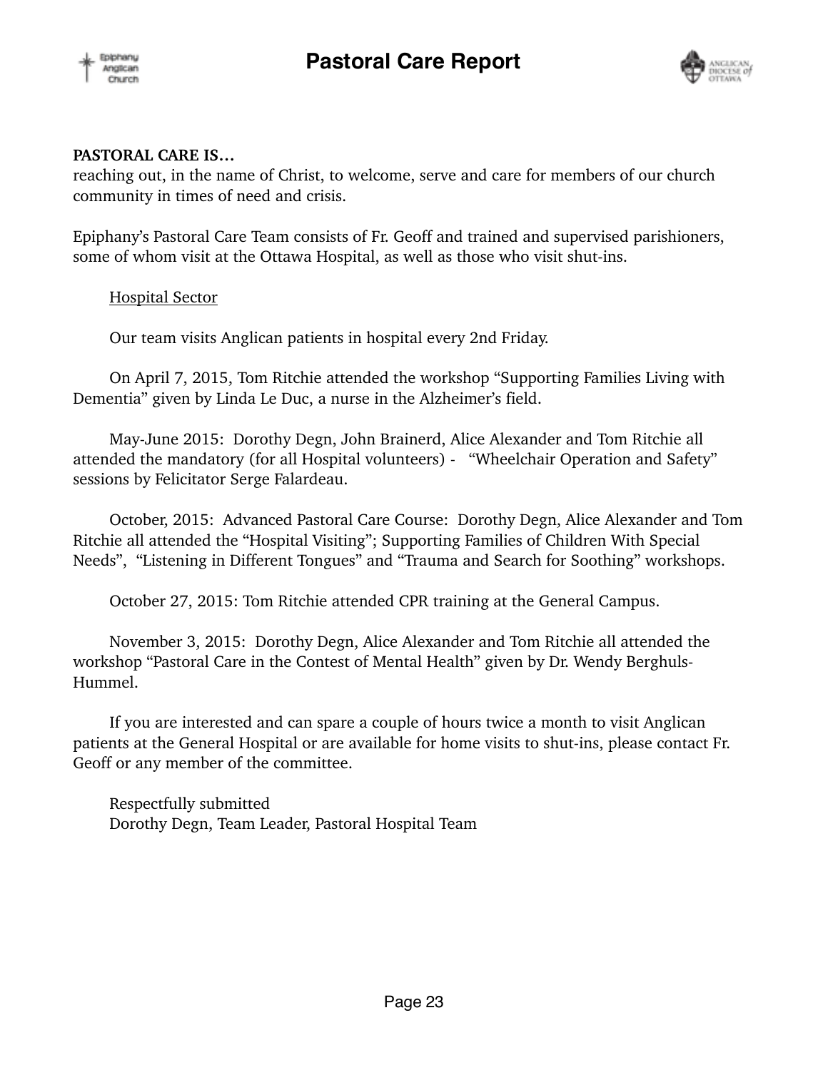# Pastoral Care Report

**PASTORAL CARE IS…**
reaching out, in the name of Christ, to welcome, serve and care for members of our church community in times of need and crisis.

Epiphany's Pastoral Care Team consists of Fr. Geoff and trained and supervised parishioners, some of whom visit at the Ottawa Hospital, as well as those who visit shut-ins.

Hospital Sector

Our team visits Anglican patients in hospital every 2nd Friday.

On April 7, 2015, Tom Ritchie attended the workshop "Supporting Families Living with Dementia" given by Linda Le Duc, a nurse in the Alzheimer's field.

May-June 2015: Dorothy Degn, John Brainerd, Alice Alexander and Tom Ritchie all attended the mandatory (for all Hospital volunteers) - "Wheelchair Operation and Safety" sessions by Felicitator Serge Falardeau.

October, 2015: Advanced Pastoral Care Course: Dorothy Degn, Alice Alexander and Tom Ritchie all attended the "Hospital Visiting"; Supporting Families of Children With Special Needs", "Listening in Different Tongues" and "Trauma and Search for Soothing" workshops.

October 27, 2015: Tom Ritchie attended CPR training at the General Campus.

November 3, 2015: Dorothy Degn, Alice Alexander and Tom Ritchie all attended the workshop "Pastoral Care in the Contest of Mental Health" given by Dr. Wendy Berghuls-Hummel.

If you are interested and can spare a couple of hours twice a month to visit Anglican patients at the General Hospital or are available for home visits to shut-ins, please contact Fr. Geoff or any member of the committee.

Respectfully submitted
Dorothy Degn, Team Leader, Pastoral Hospital Team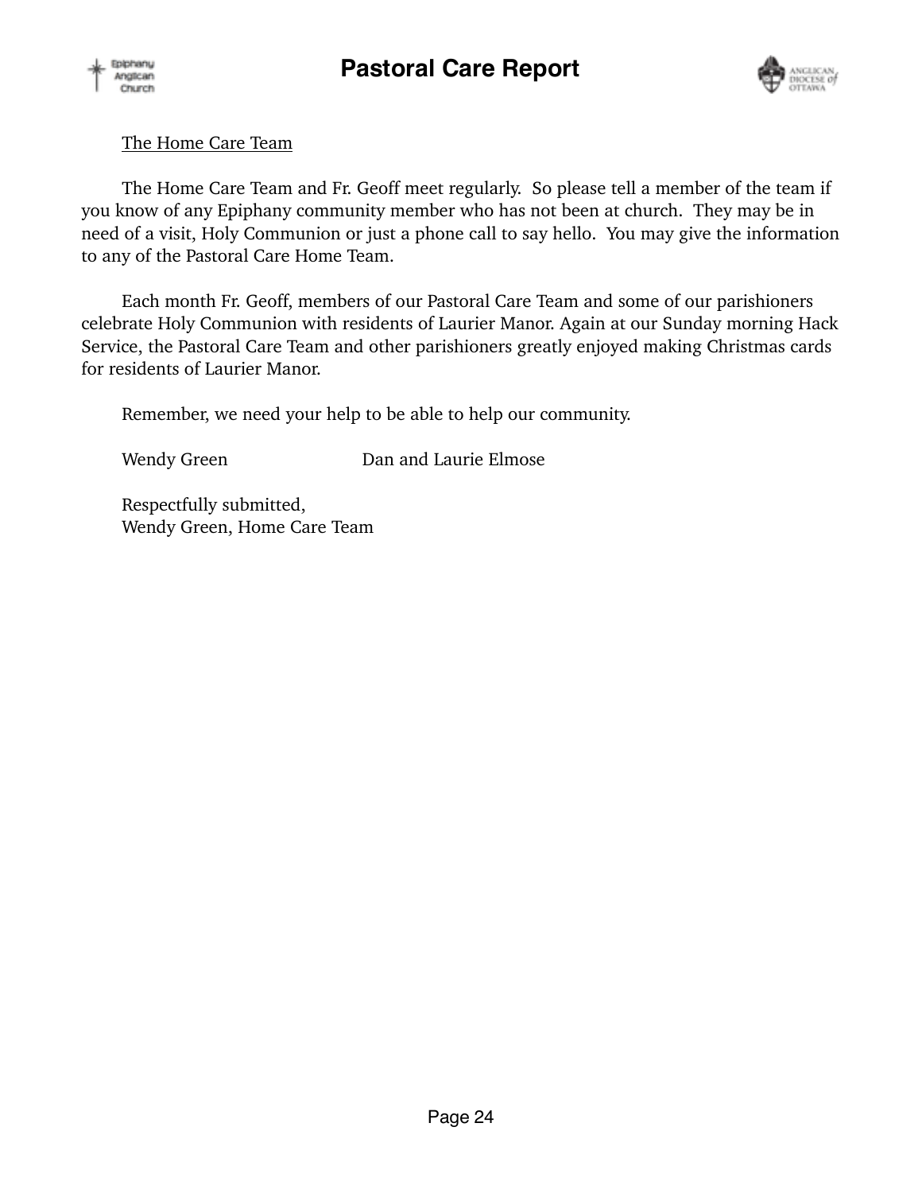# Pastoral Care Report

The Home Care Team

The Home Care Team and Fr. Geoff meet regularly. So please tell a member of the team if you know of any Epiphany community member who has not been at church. They may be in need of a visit, Holy Communion or just a phone call to say hello. You may give the information to any of the Pastoral Care Home Team.

Each month Fr. Geoff, members of our Pastoral Care Team and some of our parishioners celebrate Holy Communion with residents of Laurier Manor. Again at our Sunday morning Hack Service, the Pastoral Care Team and other parishioners greatly enjoyed making Christmas cards for residents of Laurier Manor.

Remember, we need your help to be able to help our community.

Wendy Green          Dan and Laurie Elmose

Respectfully submitted,
Wendy Green, Home Care Team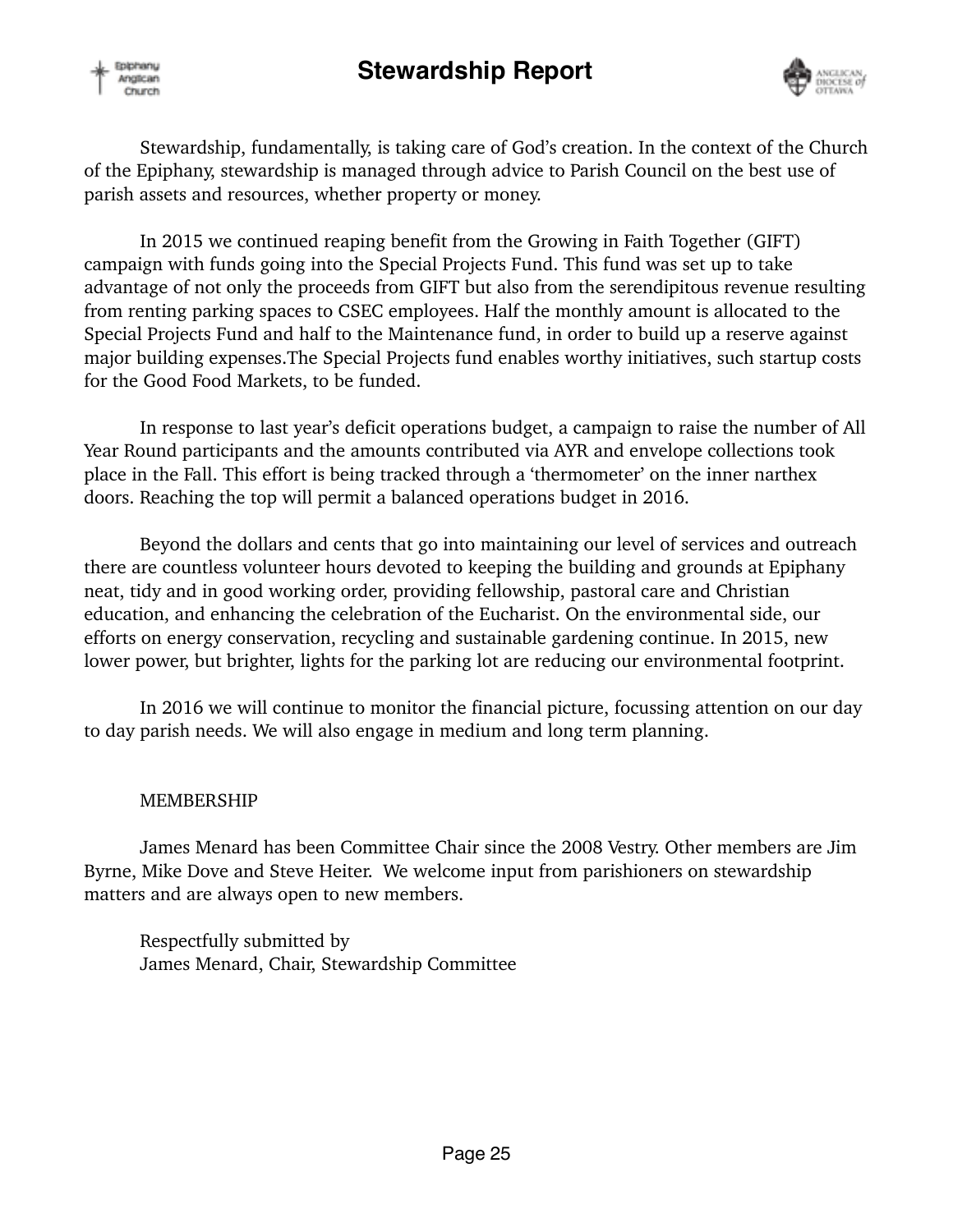# Stewardship Report

Stewardship, fundamentally, is taking care of God's creation. In the context of the Church of the Epiphany, stewardship is managed through advice to Parish Council on the best use of parish assets and resources, whether property or money.

In 2015 we continued reaping benefit from the Growing in Faith Together (GIFT) campaign with funds going into the Special Projects Fund. This fund was set up to take advantage of not only the proceeds from GIFT but also from the serendipitous revenue resulting from renting parking spaces to CSEC employees. Half the monthly amount is allocated to the Special Projects Fund and half to the Maintenance fund, in order to build up a reserve against major building expenses.The Special Projects fund enables worthy initiatives, such startup costs for the Good Food Markets, to be funded.

In response to last year's deficit operations budget, a campaign to raise the number of All Year Round participants and the amounts contributed via AYR and envelope collections took place in the Fall. This effort is being tracked through a 'thermometer' on the inner narthex doors. Reaching the top will permit a balanced operations budget in 2016.

Beyond the dollars and cents that go into maintaining our level of services and outreach there are countless volunteer hours devoted to keeping the building and grounds at Epiphany neat, tidy and in good working order, providing fellowship, pastoral care and Christian education, and enhancing the celebration of the Eucharist. On the environmental side, our efforts on energy conservation, recycling and sustainable gardening continue. In 2015, new lower power, but brighter, lights for the parking lot are reducing our environmental footprint.

In 2016 we will continue to monitor the financial picture, focussing attention on our day to day parish needs. We will also engage in medium and long term planning.

MEMBERSHIP

James Menard has been Committee Chair since the 2008 Vestry. Other members are Jim Byrne, Mike Dove and Steve Heiter. We welcome input from parishioners on stewardship matters and are always open to new members.

Respectfully submitted by
James Menard, Chair, Stewardship Committee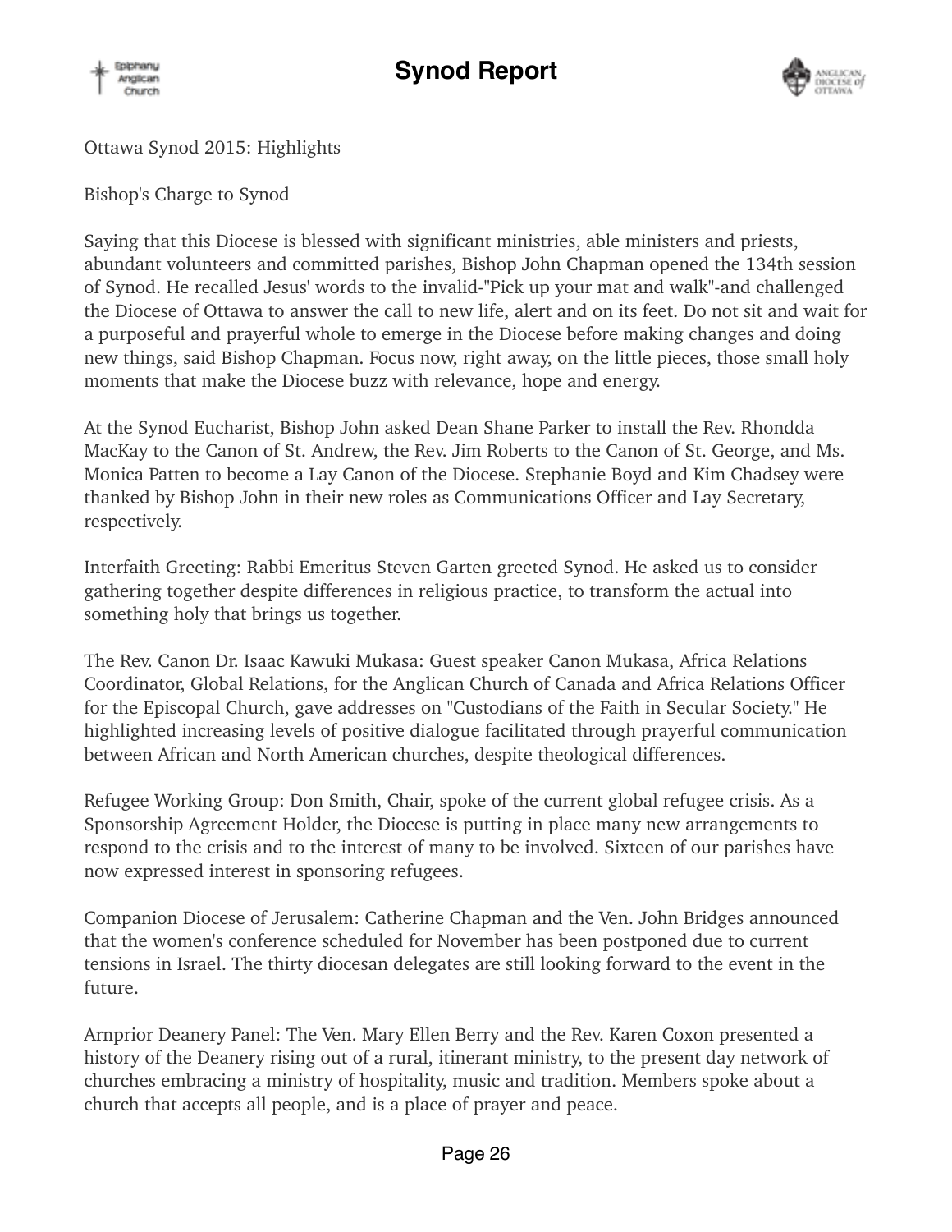Ottawa Synod 2015: Highlights

Bishop's Charge to Synod

Saying that this Diocese is blessed with significant ministries, able ministers and priests, abundant volunteers and committed parishes, Bishop John Chapman opened the 134th session of Synod. He recalled Jesus' words to the invalid-"Pick up your mat and walk"-and challenged the Diocese of Ottawa to answer the call to new life, alert and on its feet. Do not sit and wait for a purposeful and prayerful whole to emerge in the Diocese before making changes and doing new things, said Bishop Chapman. Focus now, right away, on the little pieces, those small holy moments that make the Diocese buzz with relevance, hope and energy.

At the Synod Eucharist, Bishop John asked Dean Shane Parker to install the Rev. Rhondda MacKay to the Canon of St. Andrew, the Rev. Jim Roberts to the Canon of St. George, and Ms. Monica Patten to become a Lay Canon of the Diocese. Stephanie Boyd and Kim Chadsey were thanked by Bishop John in their new roles as Communications Officer and Lay Secretary, respectively.

Interfaith Greeting: Rabbi Emeritus Steven Garten greeted Synod. He asked us to consider gathering together despite differences in religious practice, to transform the actual into something holy that brings us together.

The Rev. Canon Dr. Isaac Kawuki Mukasa: Guest speaker Canon Mukasa, Africa Relations Coordinator, Global Relations, for the Anglican Church of Canada and Africa Relations Officer for the Episcopal Church, gave addresses on "Custodians of the Faith in Secular Society." He highlighted increasing levels of positive dialogue facilitated through prayerful communication between African and North American churches, despite theological differences.

Refugee Working Group: Don Smith, Chair, spoke of the current global refugee crisis. As a Sponsorship Agreement Holder, the Diocese is putting in place many new arrangements to respond to the crisis and to the interest of many to be involved. Sixteen of our parishes have now expressed interest in sponsoring refugees.

Companion Diocese of Jerusalem: Catherine Chapman and the Ven. John Bridges announced that the women's conference scheduled for November has been postponed due to current tensions in Israel. The thirty diocesan delegates are still looking forward to the event in the future.

Arnprior Deanery Panel: The Ven. Mary Ellen Berry and the Rev. Karen Coxon presented a history of the Deanery rising out of a rural, itinerant ministry, to the present day network of churches embracing a ministry of hospitality, music and tradition. Members spoke about a church that accepts all people, and is a place of prayer and peace.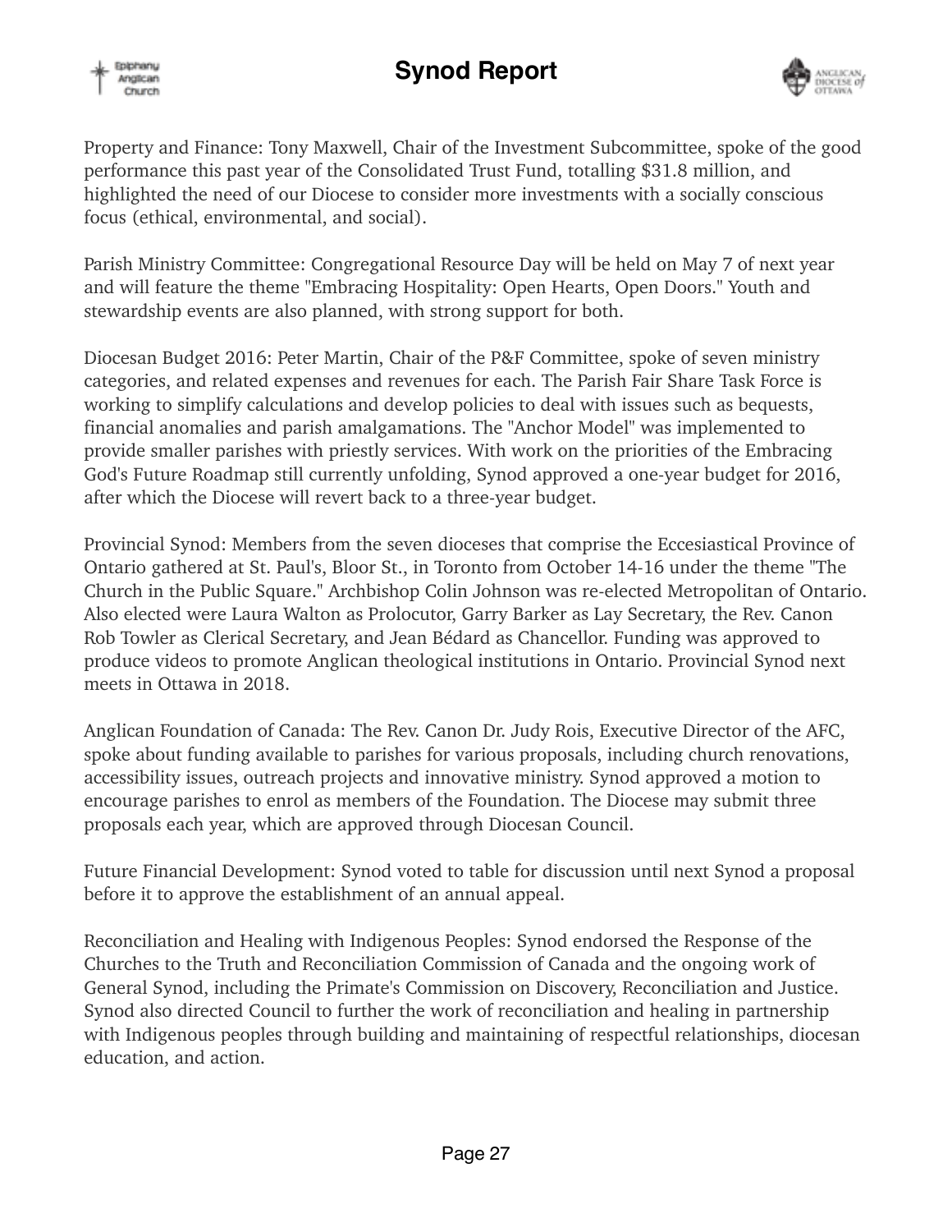Property and Finance: Tony Maxwell, Chair of the Investment Subcommittee, spoke of the good performance this past year of the Consolidated Trust Fund, totalling $31.8 million, and highlighted the need of our Diocese to consider more investments with a socially conscious focus (ethical, environmental, and social).

Parish Ministry Committee: Congregational Resource Day will be held on May 7 of next year and will feature the theme "Embracing Hospitality: Open Hearts, Open Doors." Youth and stewardship events are also planned, with strong support for both.

Diocesan Budget 2016: Peter Martin, Chair of the P&F Committee, spoke of seven ministry categories, and related expenses and revenues for each. The Parish Fair Share Task Force is working to simplify calculations and develop policies to deal with issues such as bequests, financial anomalies and parish amalgamations. The "Anchor Model" was implemented to provide smaller parishes with priestly services. With work on the priorities of the Embracing God's Future Roadmap still currently unfolding, Synod approved a one-year budget for 2016, after which the Diocese will revert back to a three-year budget.

Provincial Synod: Members from the seven dioceses that comprise the Eccesiastical Province of Ontario gathered at St. Paul's, Bloor St., in Toronto from October 14-16 under the theme "The Church in the Public Square." Archbishop Colin Johnson was re-elected Metropolitan of Ontario. Also elected were Laura Walton as Prolocutor, Garry Barker as Lay Secretary, the Rev. Canon Rob Towler as Clerical Secretary, and Jean Bédard as Chancellor. Funding was approved to produce videos to promote Anglican theological institutions in Ontario. Provincial Synod next meets in Ottawa in 2018.

Anglican Foundation of Canada: The Rev. Canon Dr. Judy Rois, Executive Director of the AFC, spoke about funding available to parishes for various proposals, including church renovations, accessibility issues, outreach projects and innovative ministry. Synod approved a motion to encourage parishes to enrol as members of the Foundation. The Diocese may submit three proposals each year, which are approved through Diocesan Council.

Future Financial Development: Synod voted to table for discussion until next Synod a proposal before it to approve the establishment of an annual appeal.

Reconciliation and Healing with Indigenous Peoples: Synod endorsed the Response of the Churches to the Truth and Reconciliation Commission of Canada and the ongoing work of General Synod, including the Primate's Commission on Discovery, Reconciliation and Justice. Synod also directed Council to further the work of reconciliation and healing in partnership with Indigenous peoples through building and maintaining of respectful relationships, diocesan education, and action.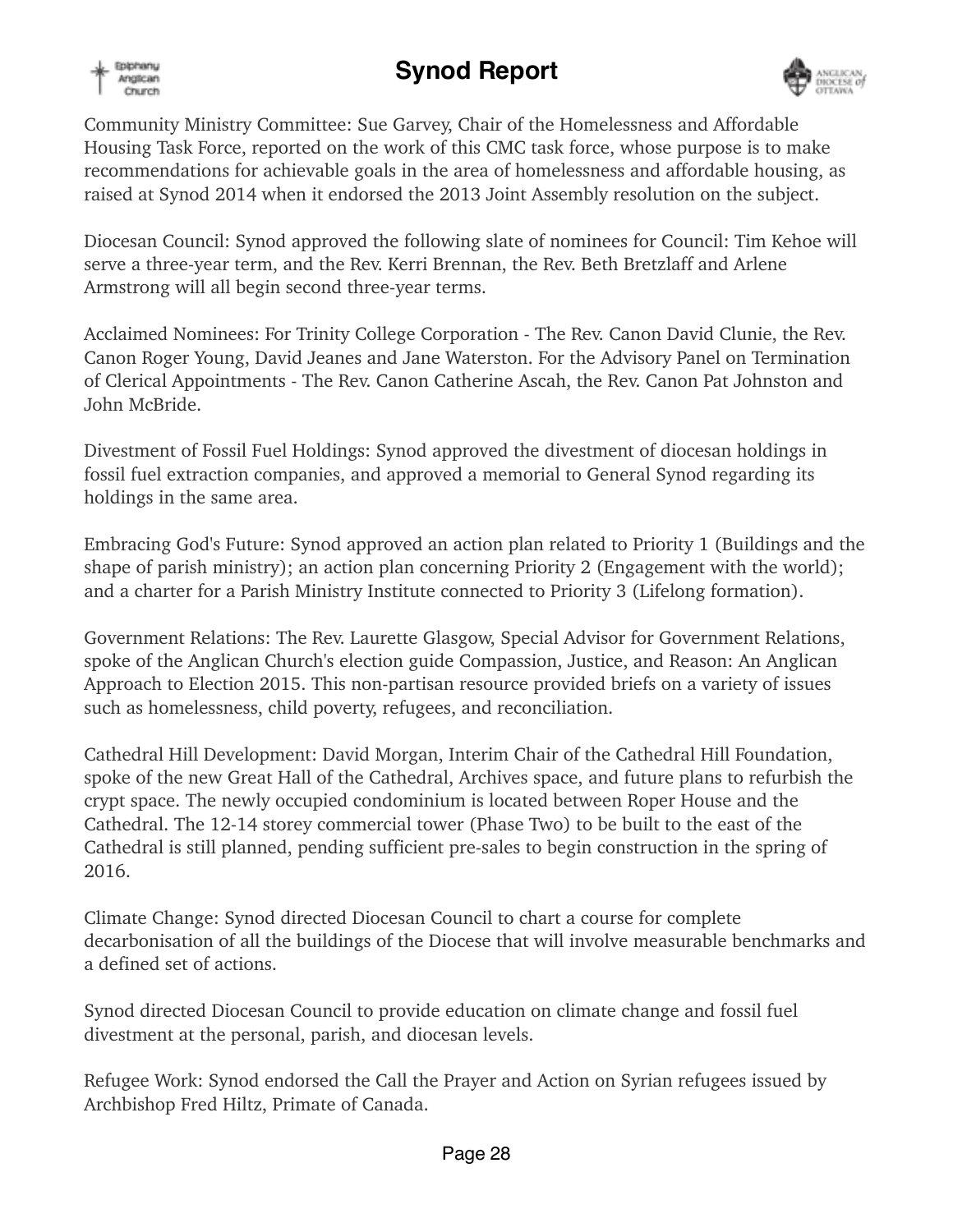Community Ministry Committee: Sue Garvey, Chair of the Homelessness and Affordable Housing Task Force, reported on the work of this CMC task force, whose purpose is to make recommendations for achievable goals in the area of homelessness and affordable housing, as raised at Synod 2014 when it endorsed the 2013 Joint Assembly resolution on the subject.

Diocesan Council: Synod approved the following slate of nominees for Council: Tim Kehoe will serve a three-year term, and the Rev. Kerri Brennan, the Rev. Beth Bretzlaff and Arlene Armstrong will all begin second three-year terms.

Acclaimed Nominees: For Trinity College Corporation - The Rev. Canon David Clunie, the Rev. Canon Roger Young, David Jeanes and Jane Waterston. For the Advisory Panel on Termination of Clerical Appointments - The Rev. Canon Catherine Ascah, the Rev. Canon Pat Johnston and John McBride.

Divestment of Fossil Fuel Holdings: Synod approved the divestment of diocesan holdings in fossil fuel extraction companies, and approved a memorial to General Synod regarding its holdings in the same area.

Embracing God's Future: Synod approved an action plan related to Priority 1 (Buildings and the shape of parish ministry); an action plan concerning Priority 2 (Engagement with the world); and a charter for a Parish Ministry Institute connected to Priority 3 (Lifelong formation).

Government Relations: The Rev. Laurette Glasgow, Special Advisor for Government Relations, spoke of the Anglican Church's election guide Compassion, Justice, and Reason: An Anglican Approach to Election 2015. This non-partisan resource provided briefs on a variety of issues such as homelessness, child poverty, refugees, and reconciliation.

Cathedral Hill Development: David Morgan, Interim Chair of the Cathedral Hill Foundation, spoke of the new Great Hall of the Cathedral, Archives space, and future plans to refurbish the crypt space. The newly occupied condominium is located between Roper House and the Cathedral. The 12-14 storey commercial tower (Phase Two) to be built to the east of the Cathedral is still planned, pending sufficient pre-sales to begin construction in the spring of 2016.

Climate Change: Synod directed Diocesan Council to chart a course for complete decarbonisation of all the buildings of the Diocese that will involve measurable benchmarks and a defined set of actions.

Synod directed Diocesan Council to provide education on climate change and fossil fuel divestment at the personal, parish, and diocesan levels.

Refugee Work: Synod endorsed the Call the Prayer and Action on Syrian refugees issued by Archbishop Fred Hiltz, Primate of Canada.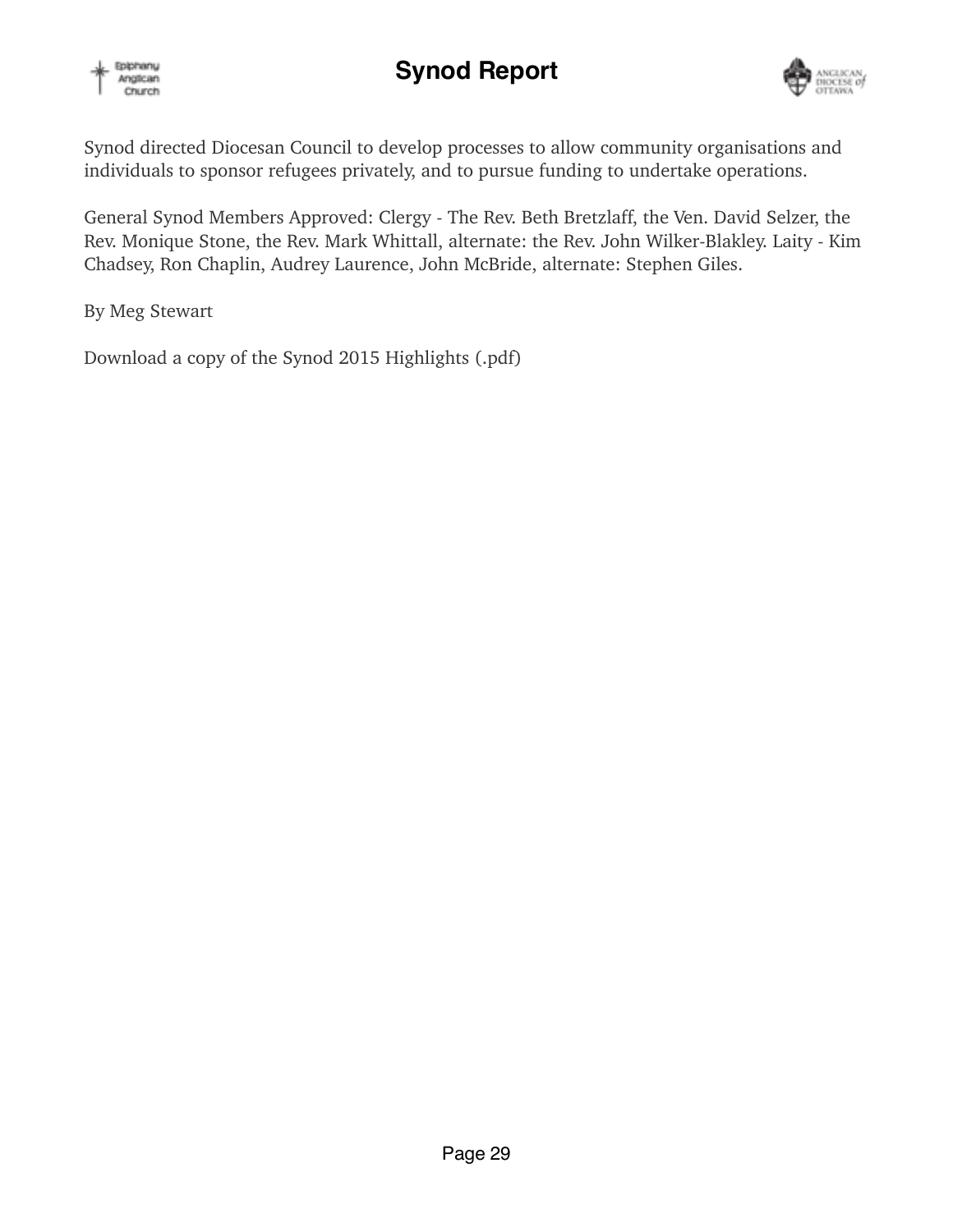Synod directed Diocesan Council to develop processes to allow community organisations and individuals to sponsor refugees privately, and to pursue funding to undertake operations.

General Synod Members Approved: Clergy - The Rev. Beth Bretzlaff, the Ven. David Selzer, the Rev. Monique Stone, the Rev. Mark Whittall, alternate: the Rev. John Wilker-Blakley. Laity - Kim Chadsey, Ron Chaplin, Audrey Laurence, John McBride, alternate: Stephen Giles.

By Meg Stewart

Download a copy of the Synod 2015 Highlights (.pdf)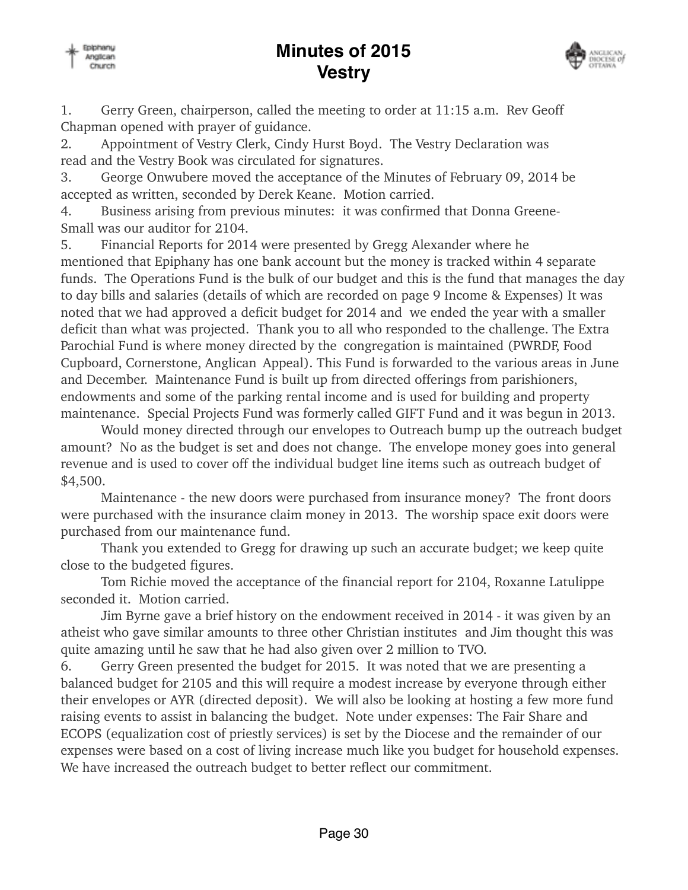# Minutes of 2015 Vestry

1. Gerry Green, chairperson, called the meeting to order at 11:15 a.m. Rev Geoff Chapman opened with prayer of guidance.
2. Appointment of Vestry Clerk, Cindy Hurst Boyd. The Vestry Declaration was read and the Vestry Book was circulated for signatures.
3. George Onwubere moved the acceptance of the Minutes of February 09, 2014 be accepted as written, seconded by Derek Keane. Motion carried.
4. Business arising from previous minutes: it was confirmed that Donna Greene-Small was our auditor for 2104.
5. Financial Reports for 2014 were presented by Gregg Alexander where he mentioned that Epiphany has one bank account but the money is tracked within 4 separate funds. The Operations Fund is the bulk of our budget and this is the fund that manages the day to day bills and salaries (details of which are recorded on page 9 Income & Expenses) It was noted that we had approved a deficit budget for 2014 and we ended the year with a smaller deficit than what was projected. Thank you to all who responded to the challenge. The Extra Parochial Fund is where money directed by the congregation is maintained (PWRDF, Food Cupboard, Cornerstone, Anglican Appeal). This Fund is forwarded to the various areas in June and December. Maintenance Fund is built up from directed offerings from parishioners, endowments and some of the parking rental income and is used for building and property maintenance. Special Projects Fund was formerly called GIFT Fund and it was begun in 2013.

   Would money directed through our envelopes to Outreach bump up the outreach budget amount? No as the budget is set and does not change. The envelope money goes into general revenue and is used to cover off the individual budget line items such as outreach budget of $4,500.

   Maintenance - the new doors were purchased from insurance money? The front doors were purchased with the insurance claim money in 2013. The worship space exit doors were purchased from our maintenance fund.

   Thank you extended to Gregg for drawing up such an accurate budget; we keep quite close to the budgeted figures.

   Tom Richie moved the acceptance of the financial report for 2104, Roxanne Latulippe seconded it. Motion carried.

   Jim Byrne gave a brief history on the endowment received in 2014 - it was given by an atheist who gave similar amounts to three other Christian institutes and Jim thought this was quite amazing until he saw that he had also given over 2 million to TVO.
6. Gerry Green presented the budget for 2015. It was noted that we are presenting a balanced budget for 2105 and this will require a modest increase by everyone through either their envelopes or AYR (directed deposit). We will also be looking at hosting a few more fund raising events to assist in balancing the budget. Note under expenses: The Fair Share and ECOPS (equalization cost of priestly services) is set by the Diocese and the remainder of our expenses were based on a cost of living increase much like you budget for household expenses. We have increased the outreach budget to better reflect our commitment.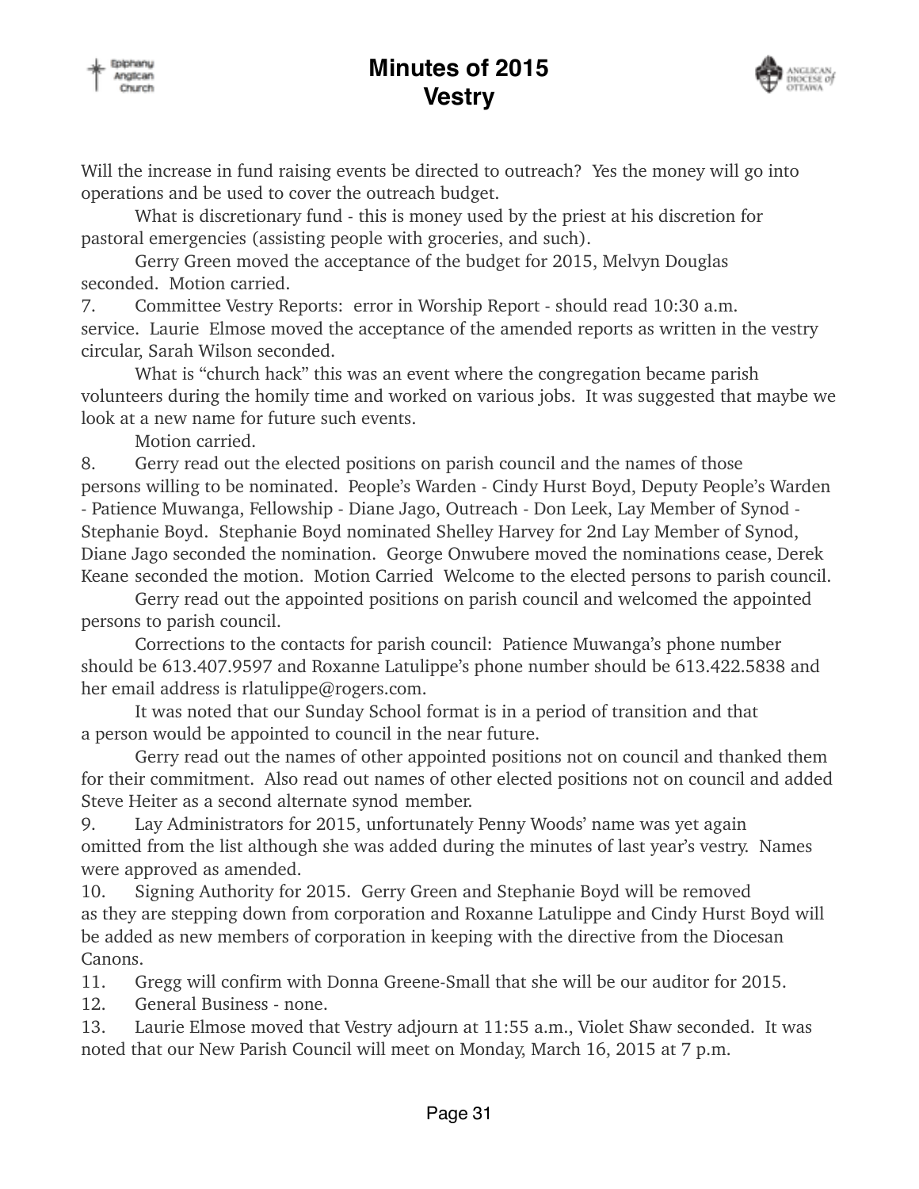Will the increase in fund raising events be directed to outreach? Yes the money will go into operations and be used to cover the outreach budget.

What is discretionary fund - this is money used by the priest at his discretion for pastoral emergencies (assisting people with groceries, and such).

Gerry Green moved the acceptance of the budget for 2015, Melvyn Douglas seconded. Motion carried.

7. Committee Vestry Reports: error in Worship Report - should read 10:30 a.m. service. Laurie Elmose moved the acceptance of the amended reports as written in the vestry circular, Sarah Wilson seconded.

What is "church hack" this was an event where the congregation became parish volunteers during the homily time and worked on various jobs. It was suggested that maybe we look at a new name for future such events.

Motion carried.

8. Gerry read out the elected positions on parish council and the names of those persons willing to be nominated. People's Warden - Cindy Hurst Boyd, Deputy People's Warden - Patience Muwanga, Fellowship - Diane Jago, Outreach - Don Leek, Lay Member of Synod - Stephanie Boyd. Stephanie Boyd nominated Shelley Harvey for 2nd Lay Member of Synod, Diane Jago seconded the nomination. George Onwubere moved the nominations cease, Derek Keane seconded the motion. Motion Carried Welcome to the elected persons to parish council.

Gerry read out the appointed positions on parish council and welcomed the appointed persons to parish council.

Corrections to the contacts for parish council: Patience Muwanga's phone number should be 613.407.9597 and Roxanne Latulippe's phone number should be 613.422.5838 and her email address is rlatulippe@rogers.com.

It was noted that our Sunday School format is in a period of transition and that a person would be appointed to council in the near future.

Gerry read out the names of other appointed positions not on council and thanked them for their commitment. Also read out names of other elected positions not on council and added Steve Heiter as a second alternate synod member.

9. Lay Administrators for 2015, unfortunately Penny Woods' name was yet again omitted from the list although she was added during the minutes of last year's vestry. Names were approved as amended.

10. Signing Authority for 2015. Gerry Green and Stephanie Boyd will be removed as they are stepping down from corporation and Roxanne Latulippe and Cindy Hurst Boyd will be added as new members of corporation in keeping with the directive from the Diocesan Canons.

11. Gregg will confirm with Donna Greene-Small that she will be our auditor for 2015.

12. General Business - none.

13. Laurie Elmose moved that Vestry adjourn at 11:55 a.m., Violet Shaw seconded. It was noted that our New Parish Council will meet on Monday, March 16, 2015 at 7 p.m.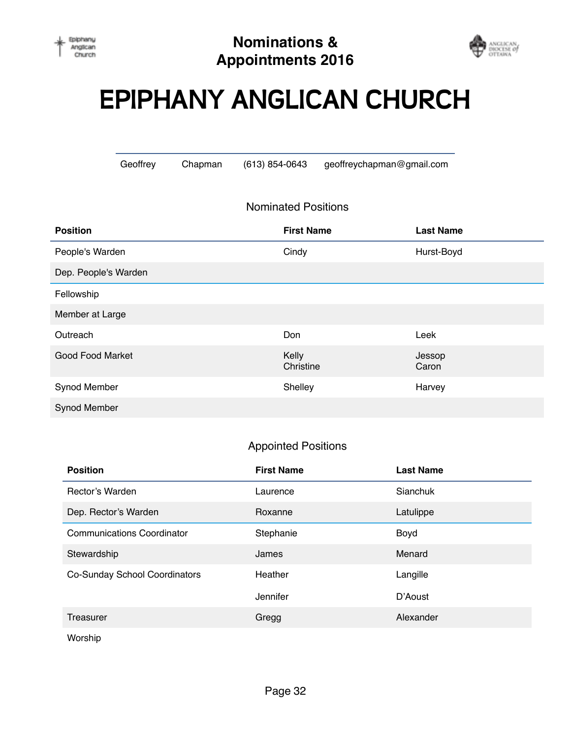# Nominations & Appointments 2016

# EPIPHANY ANGLICAN CHURCH

Geoffrey Chapman (613) 854-0643 geoffreychapman@gmail.com

## Nominated Positions

| Position | First Name | Last Name |
|---|---|---|
| People's Warden | Cindy | Hurst-Boyd |
| Dep. People's Warden | | |
| Fellowship | | |
| Member at Large | | |
| Outreach | Don | Leek |
| Good Food Market | Kelly<br>Christine | Jessop<br>Caron |
| Synod Member | Shelley | Harvey |
| Synod Member | | |

## Appointed Positions

| Position | First Name | Last Name |
|---|---|---|
| Rector's Warden | Laurence | Sianchuk |
| Dep. Rector's Warden | Roxanne | Latulippe |
| Communications Coordinator | Stephanie | Boyd |
| Stewardship | James | Menard |
| Co-Sunday School Coordinators | Heather | Langille |
| | Jennifer | D'Aoust |
| Treasurer | Gregg | Alexander |
| Worship | | |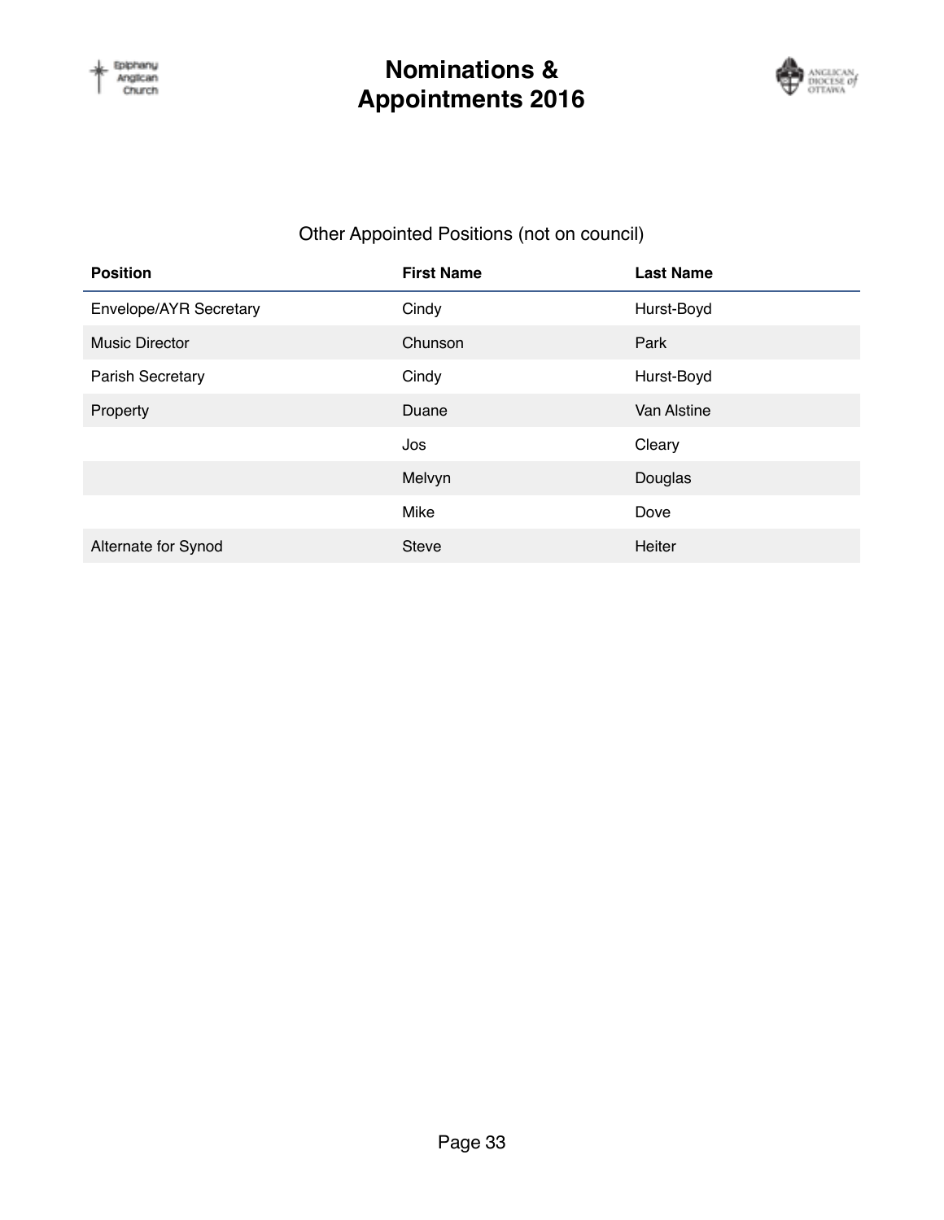# Nominations & Appointments 2016

Other Appointed Positions (not on council)

| Position | First Name | Last Name |
|---|---|---|
| Envelope/AYR Secretary | Cindy | Hurst-Boyd |
| Music Director | Chunson | Park |
| Parish Secretary | Cindy | Hurst-Boyd |
| Property | Duane | Van Alstine |
| | Jos | Cleary |
| | Melvyn | Douglas |
| | Mike | Dove |
| Alternate for Synod | Steve | Heiter |